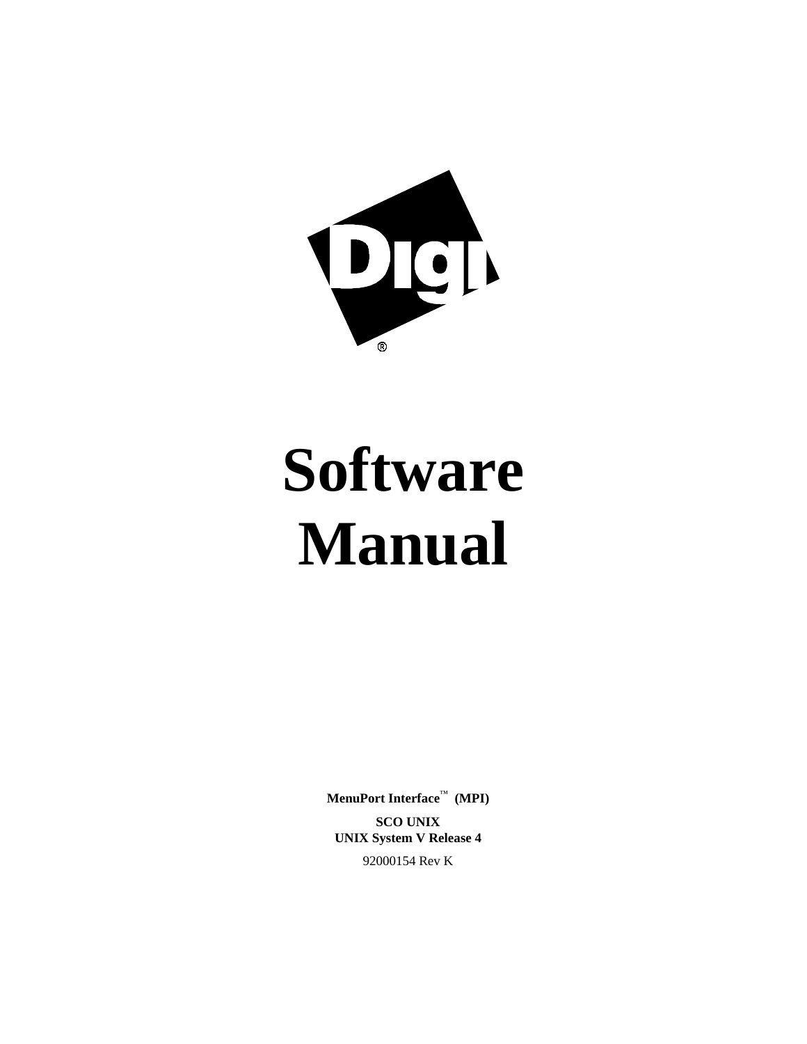Digi®

# Software Manual

**MenuPort Interface™ (MPI)**

**SCO UNIX**
**UNIX System V Release 4**

92000154 Rev K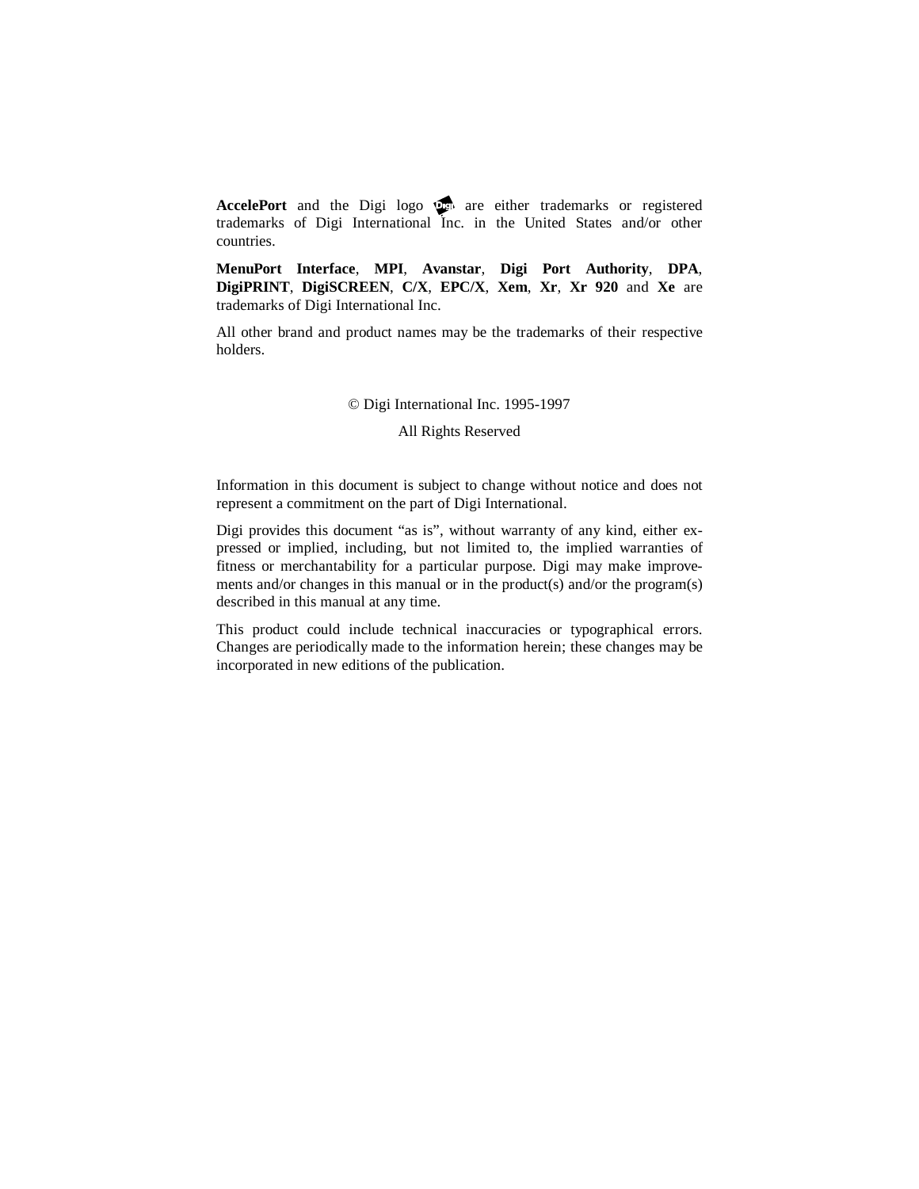**AccelePort** and the Digi logo are either trademarks or registered trademarks of Digi International Inc. in the United States and/or other countries.

**MenuPort Interface**, **MPI**, **Avanstar**, **Digi Port Authority**, **DPA**, **DigiPRINT**, **DigiSCREEN**, **C/X**, **EPC/X**, **Xem**, **Xr**, **Xr 920** and **Xe** are trademarks of Digi International Inc.

All other brand and product names may be the trademarks of their respective holders.

© Digi International Inc. 1995-1997

All Rights Reserved

Information in this document is subject to change without notice and does not represent a commitment on the part of Digi International.

Digi provides this document "as is", without warranty of any kind, either expressed or implied, including, but not limited to, the implied warranties of fitness or merchantability for a particular purpose. Digi may make improvements and/or changes in this manual or in the product(s) and/or the program(s) described in this manual at any time.

This product could include technical inaccuracies or typographical errors. Changes are periodically made to the information herein; these changes may be incorporated in new editions of the publication.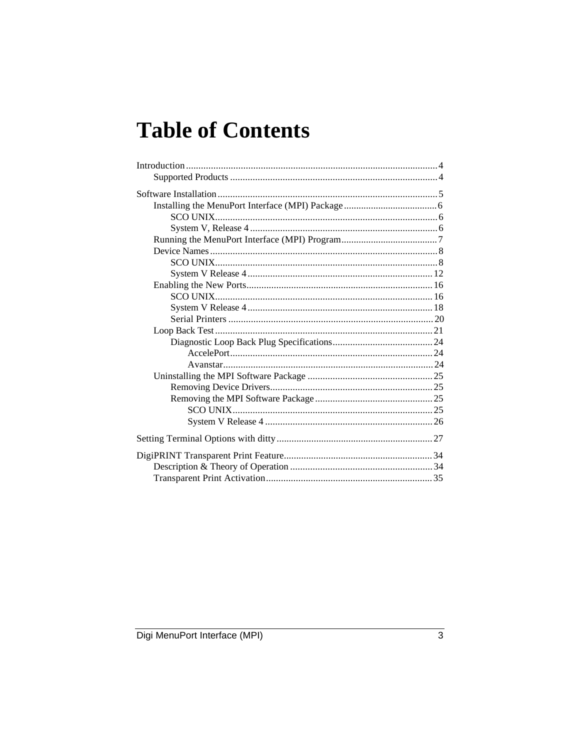# Table of Contents

- Introduction .......... 4
  - Supported Products .......... 4
- Software Installation .......... 5
  - Installing the MenuPort Interface (MPI) Package .......... 6
    - SCO UNIX .......... 6
    - System V, Release 4 .......... 6
  - Running the MenuPort Interface (MPI) Program .......... 7
  - Device Names .......... 8
    - SCO UNIX .......... 8
    - System V Release 4 .......... 12
  - Enabling the New Ports .......... 16
    - SCO UNIX .......... 16
    - System V Release 4 .......... 18
    - Serial Printers .......... 20
  - Loop Back Test .......... 21
    - Diagnostic Loop Back Plug Specifications .......... 24
      - AccelePort .......... 24
      - Avanstar .......... 24
  - Uninstalling the MPI Software Package .......... 25
    - Removing Device Drivers .......... 25
    - Removing the MPI Software Package .......... 25
      - SCO UNIX .......... 25
      - System V Release 4 .......... 26
- Setting Terminal Options with ditty .......... 27
- DigiPRINT Transparent Print Feature .......... 34
  - Description & Theory of Operation .......... 34
  - Transparent Print Activation .......... 35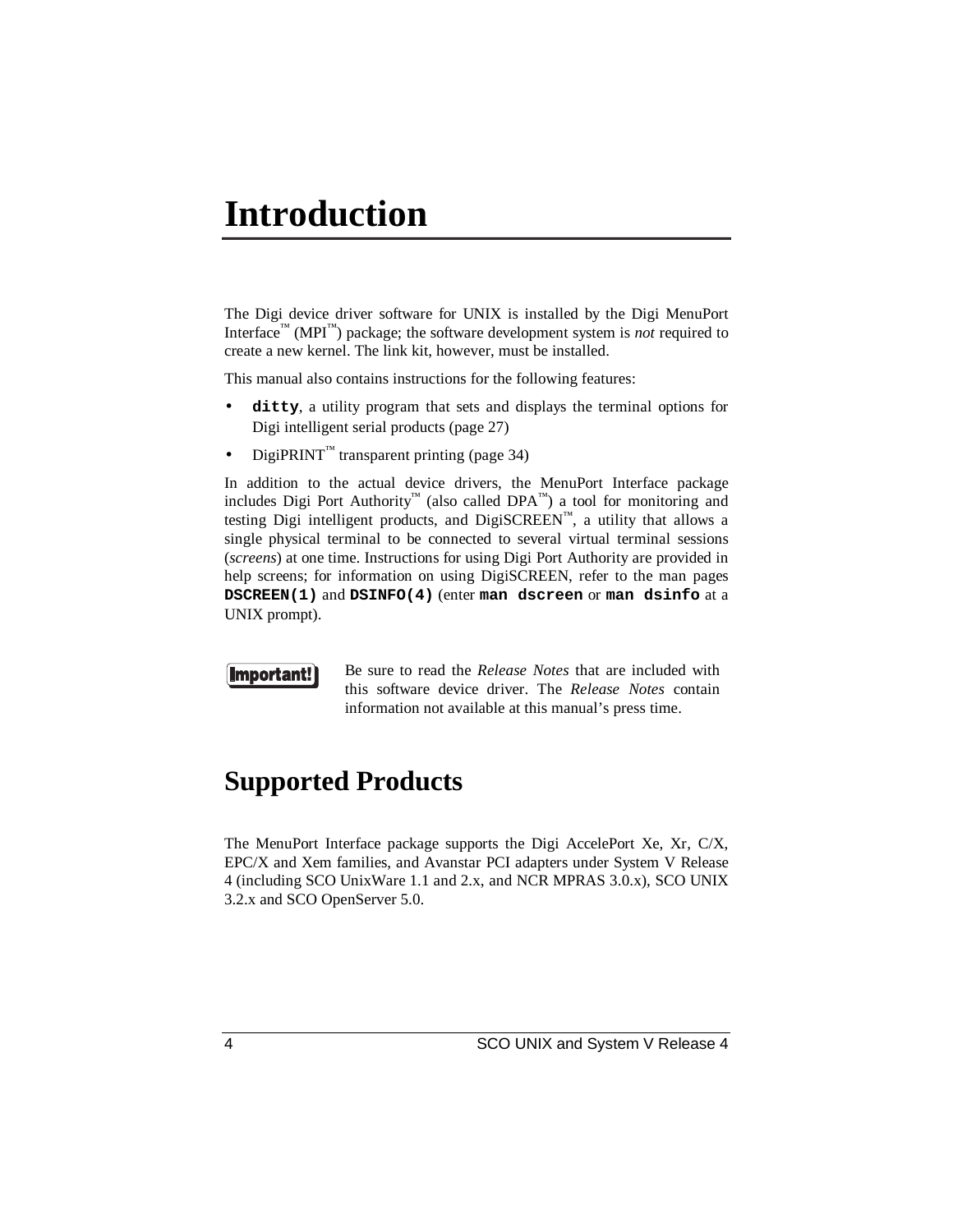# Introduction

The Digi device driver software for UNIX is installed by the Digi MenuPort Interface™ (MPI™) package; the software development system is *not* required to create a new kernel. The link kit, however, must be installed.

This manual also contains instructions for the following features:

- **`ditty`**, a utility program that sets and displays the terminal options for Digi intelligent serial products (page 27)
- DigiPRINT™ transparent printing (page 34)

In addition to the actual device drivers, the MenuPort Interface package includes Digi Port Authority™ (also called DPA™) a tool for monitoring and testing Digi intelligent products, and DigiSCREEN™, a utility that allows a single physical terminal to be connected to several virtual terminal sessions (*screens*) at one time. Instructions for using Digi Port Authority are provided in help screens; for information on using DigiSCREEN, refer to the man pages **`DSCREEN(1)`** and **`DSINFO(4)`** (enter **`man dscreen`** or **`man dsinfo`** at a UNIX prompt).

**Important!** Be sure to read the *Release Notes* that are included with this software device driver. The *Release Notes* contain information not available at this manual's press time.

## Supported Products

The MenuPort Interface package supports the Digi AccelePort Xe, Xr, C/X, EPC/X and Xem families, and Avanstar PCI adapters under System V Release 4 (including SCO UnixWare 1.1 and 2.x, and NCR MPRAS 3.0.x), SCO UNIX 3.2.x and SCO OpenServer 5.0.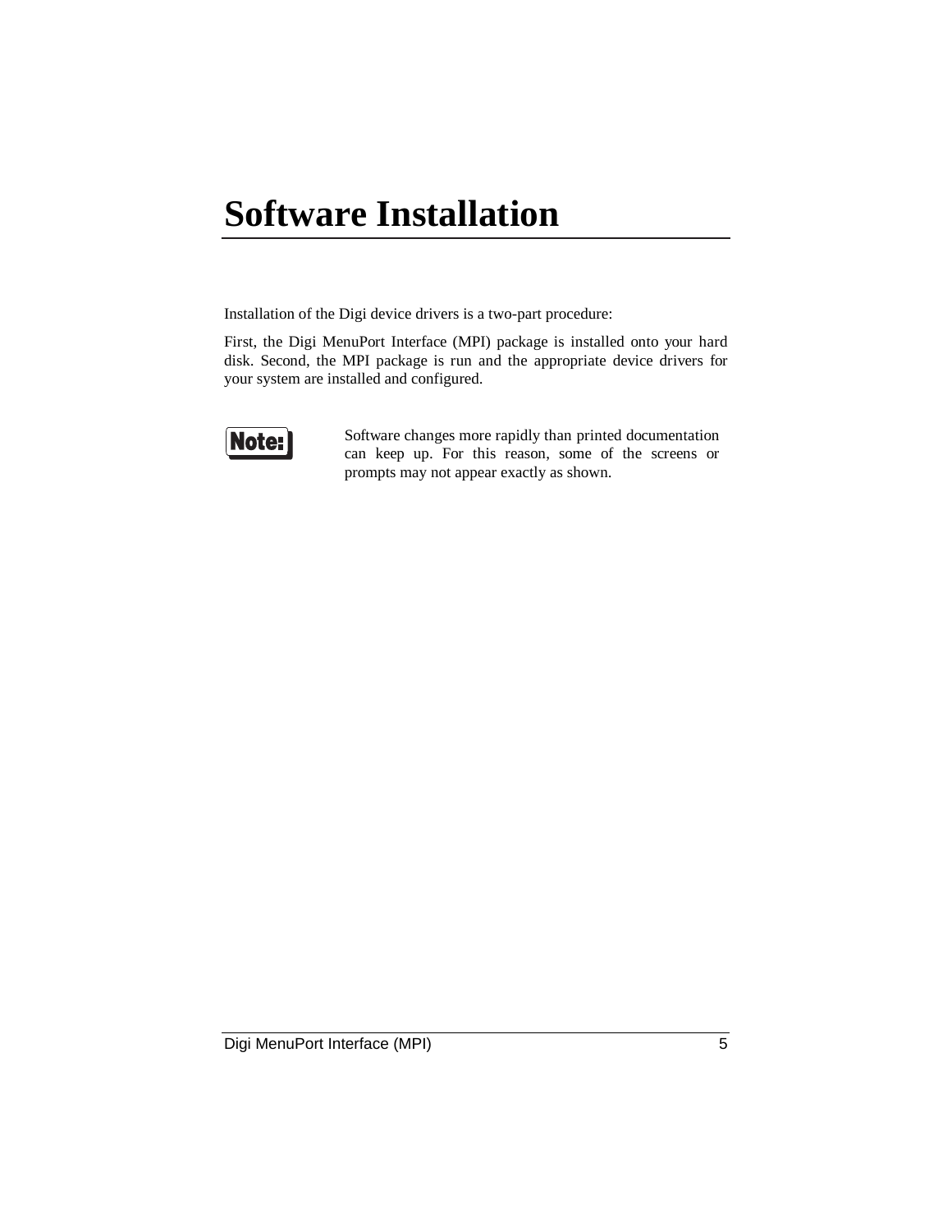# Software Installation

Installation of the Digi device drivers is a two-part procedure:

First, the Digi MenuPort Interface (MPI) package is installed onto your hard disk. Second, the MPI package is run and the appropriate device drivers for your system are installed and configured.

**Note:** Software changes more rapidly than printed documentation can keep up. For this reason, some of the screens or prompts may not appear exactly as shown.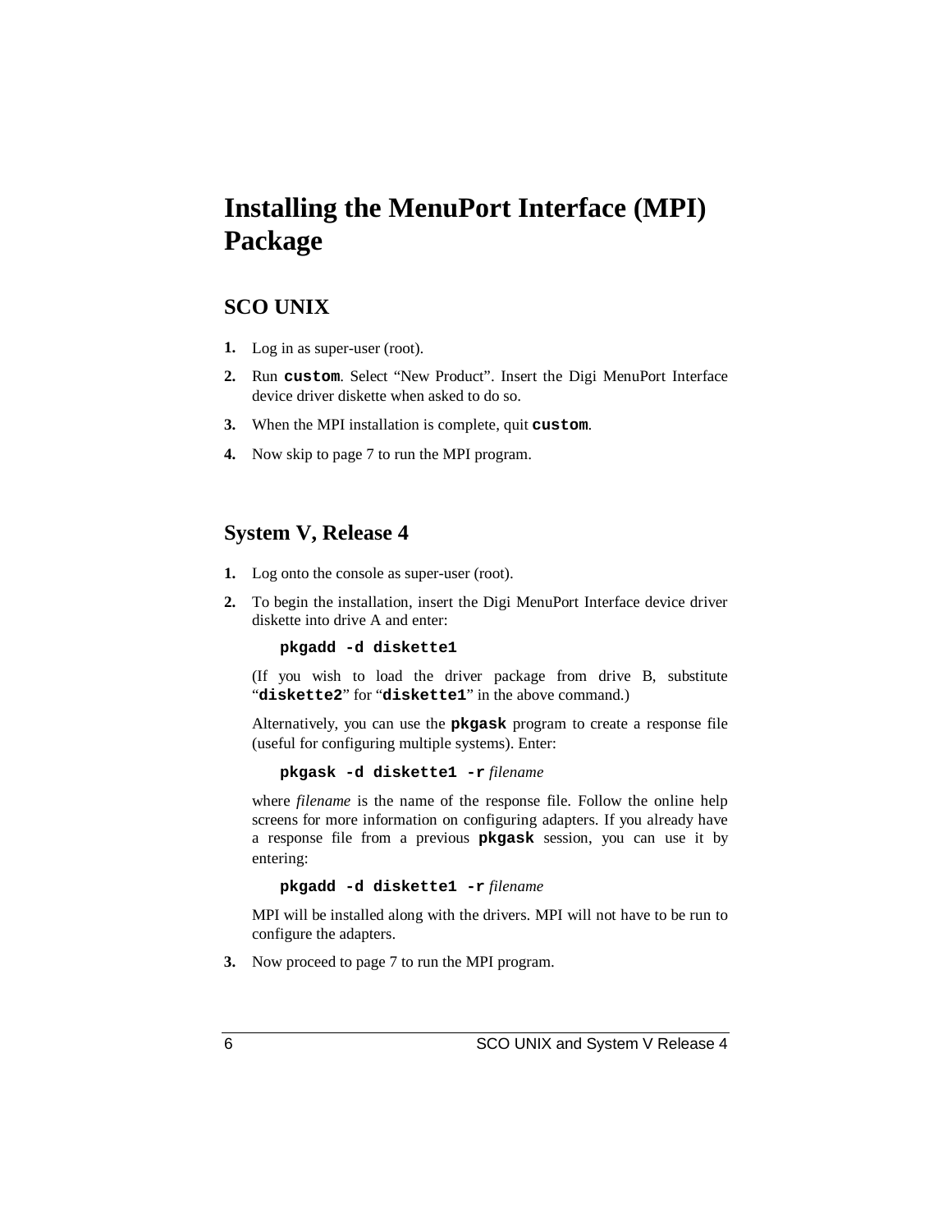# Installing the MenuPort Interface (MPI) Package

## SCO UNIX

1. Log in as super-user (root).
2. Run **`custom`**. Select “New Product”. Insert the Digi MenuPort Interface device driver diskette when asked to do so.
3. When the MPI installation is complete, quit **`custom`**.
4. Now skip to page 7 to run the MPI program.

## System V, Release 4

1. Log onto the console as super-user (root).
2. To begin the installation, insert the Digi MenuPort Interface device driver diskette into drive A and enter:

   ```
   pkgadd -d diskette1
   ```

   (If you wish to load the driver package from drive B, substitute “**`diskette2`**” for “**`diskette1`**” in the above command.)

   Alternatively, you can use the **`pkgask`** program to create a response file (useful for configuring multiple systems). Enter:

   **`pkgask -d diskette1 -r`** *filename*

   where *filename* is the name of the response file. Follow the online help screens for more information on configuring adapters. If you already have a response file from a previous **`pkgask`** session, you can use it by entering:

   **`pkgadd -d diskette1 -r`** *filename*

   MPI will be installed along with the drivers. MPI will not have to be run to configure the adapters.
3. Now proceed to page 7 to run the MPI program.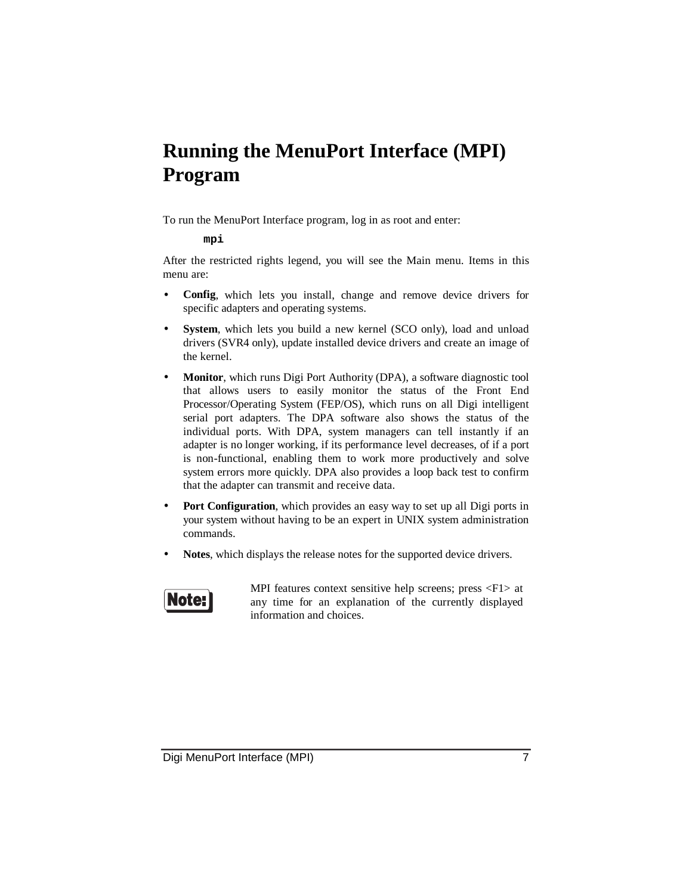# Running the MenuPort Interface (MPI) Program

To run the MenuPort Interface program, log in as root and enter:

```
mpi
```

After the restricted rights legend, you will see the Main menu. Items in this menu are:

- **Config**, which lets you install, change and remove device drivers for specific adapters and operating systems.
- **System**, which lets you build a new kernel (SCO only), load and unload drivers (SVR4 only), update installed device drivers and create an image of the kernel.
- **Monitor**, which runs Digi Port Authority (DPA), a software diagnostic tool that allows users to easily monitor the status of the Front End Processor/Operating System (FEP/OS), which runs on all Digi intelligent serial port adapters. The DPA software also shows the status of the individual ports. With DPA, system managers can tell instantly if an adapter is no longer working, if its performance level decreases, of if a port is non-functional, enabling them to work more productively and solve system errors more quickly. DPA also provides a loop back test to confirm that the adapter can transmit and receive data.
- **Port Configuration**, which provides an easy way to set up all Digi ports in your system without having to be an expert in UNIX system administration commands.
- **Notes**, which displays the release notes for the supported device drivers.

**Note:** MPI features context sensitive help screens; press <F1> at any time for an explanation of the currently displayed information and choices.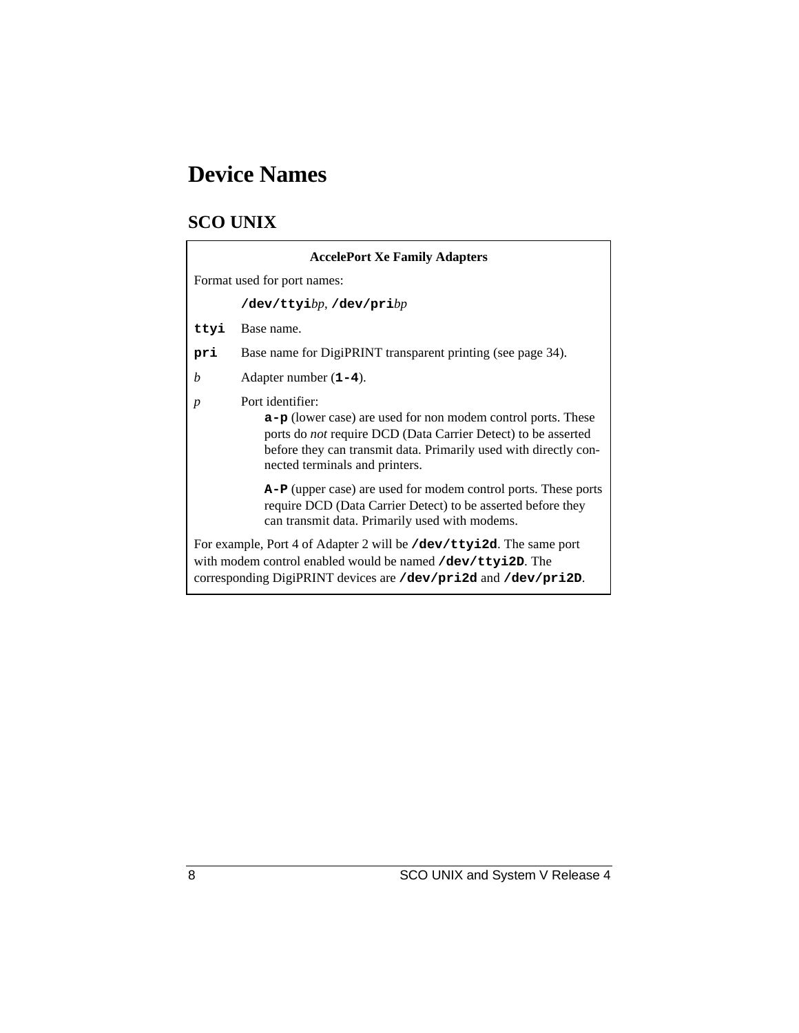# Device Names

## SCO UNIX

**AccelePort Xe Family Adapters**

Format used for port names:

**`/dev/ttyi`***bp*, **`/dev/pri`***bp*

**`ttyi`** Base name.

**`pri`** Base name for DigiPRINT transparent printing (see page 34).

*b* Adapter number (**`1-4`**).

*p* Port identifier:

**`a-p`** (lower case) are used for non modem control ports. These ports do *not* require DCD (Data Carrier Detect) to be asserted before they can transmit data. Primarily used with directly connected terminals and printers.

**`A-P`** (upper case) are used for modem control ports. These ports require DCD (Data Carrier Detect) to be asserted before they can transmit data. Primarily used with modems.

For example, Port 4 of Adapter 2 will be **`/dev/ttyi2d`**. The same port with modem control enabled would be named **`/dev/ttyi2D`**. The corresponding DigiPRINT devices are **`/dev/pri2d`** and **`/dev/pri2D`**.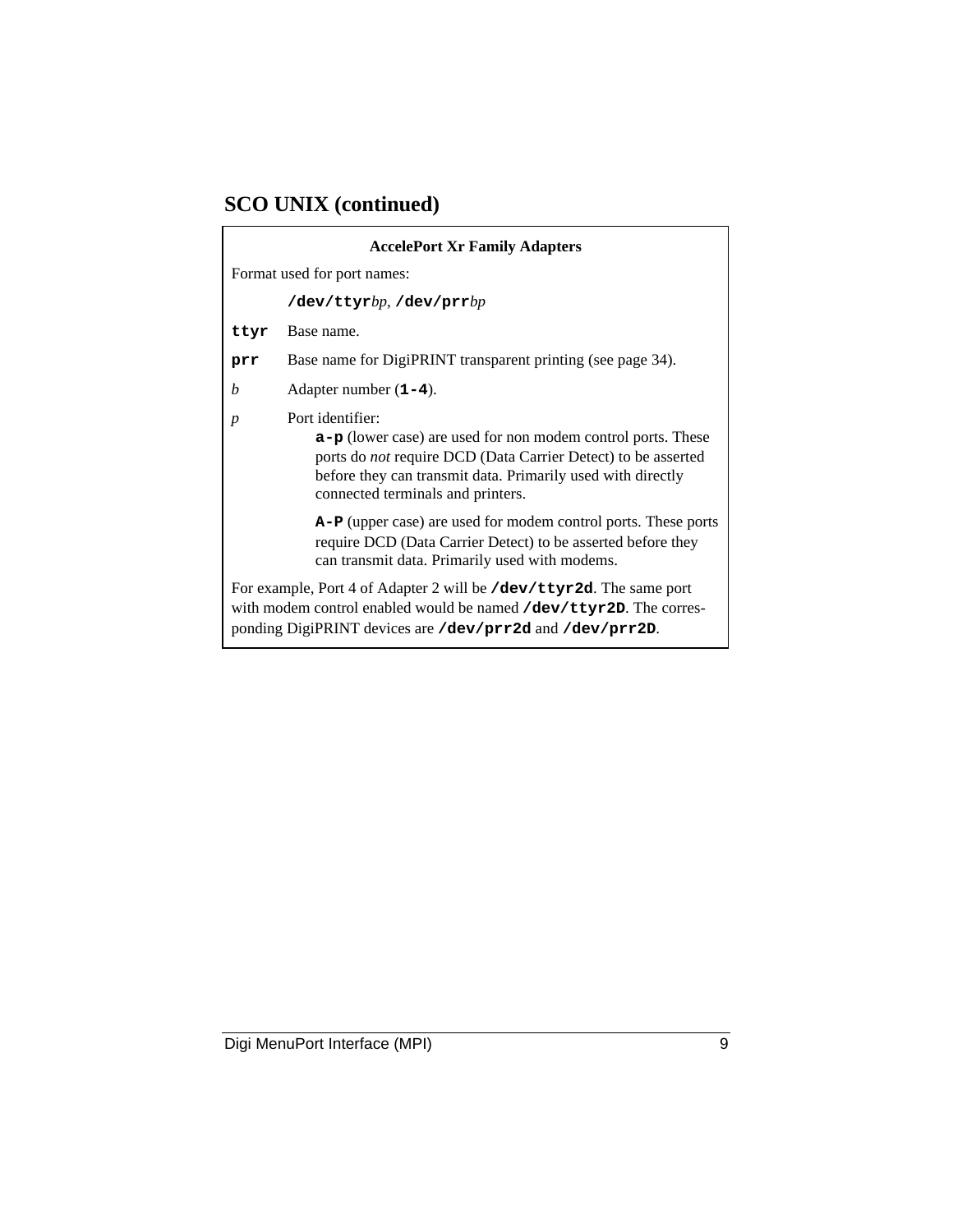## SCO UNIX (continued)

**AccelePort Xr Family Adapters**

Format used for port names:

**`/dev/ttyr`***bp*, **`/dev/prr`***bp*

**`ttyr`** Base name.

**`prr`** Base name for DigiPRINT transparent printing (see page 34).

*b* Adapter number (**`1-4`**).

*p* Port identifier:

**`a-p`** (lower case) are used for non modem control ports. These ports do *not* require DCD (Data Carrier Detect) to be asserted before they can transmit data. Primarily used with directly connected terminals and printers.

**`A-P`** (upper case) are used for modem control ports. These ports require DCD (Data Carrier Detect) to be asserted before they can transmit data. Primarily used with modems.

For example, Port 4 of Adapter 2 will be **`/dev/ttyr2d`**. The same port with modem control enabled would be named **`/dev/ttyr2D`**. The corresponding DigiPRINT devices are **`/dev/prr2d`** and **`/dev/prr2D`**.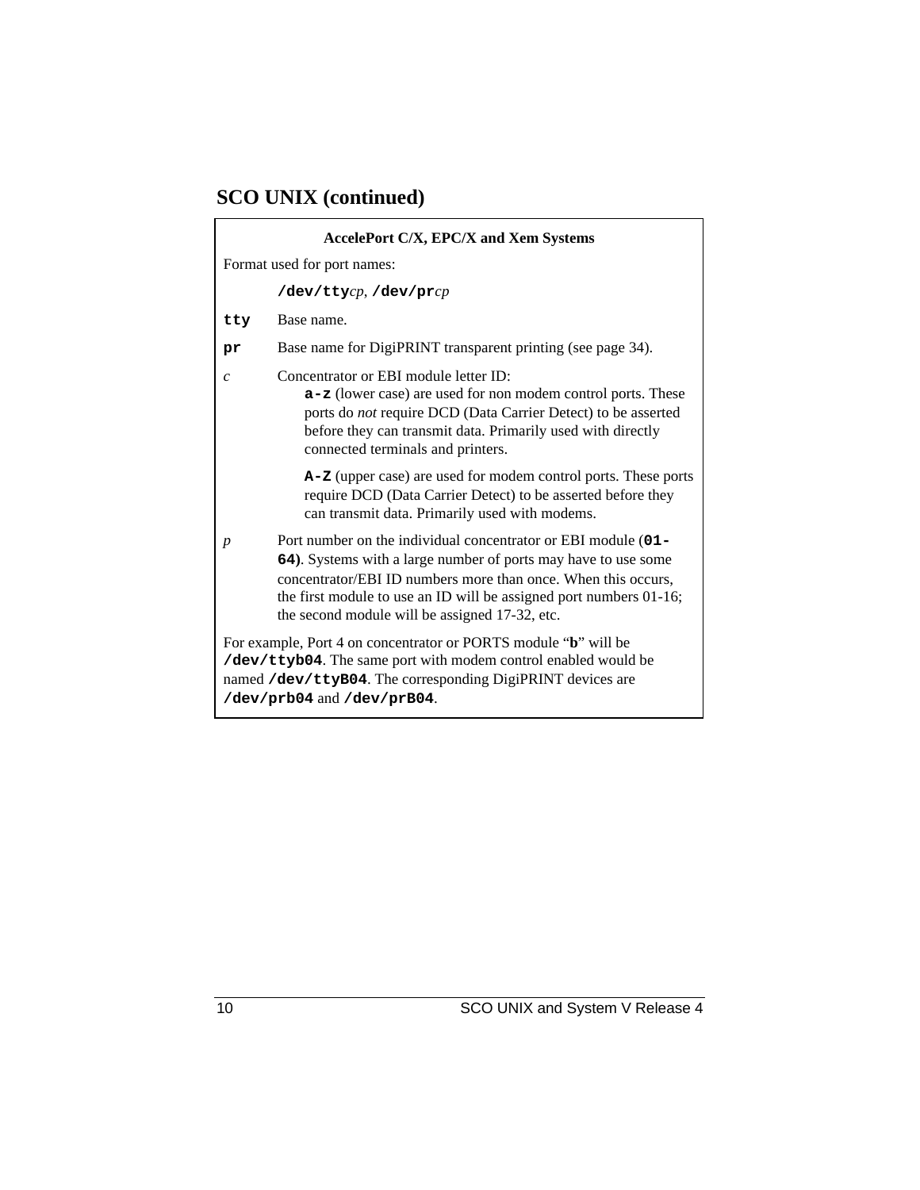## SCO UNIX (continued)

**AccelePort C/X, EPC/X and Xem Systems**

Format used for port names:

**/dev/tty***cp*, **/dev/pr***cp*

**tty** Base name.

**pr** Base name for DigiPRINT transparent printing (see page 34).

*c* Concentrator or EBI module letter ID:

- **a-z** (lower case) are used for non modem control ports. These ports do *not* require DCD (Data Carrier Detect) to be asserted before they can transmit data. Primarily used with directly connected terminals and printers.

- **A-Z** (upper case) are used for modem control ports. These ports require DCD (Data Carrier Detect) to be asserted before they can transmit data. Primarily used with modems.

*p* Port number on the individual concentrator or EBI module (**01-64**). Systems with a large number of ports may have to use some concentrator/EBI ID numbers more than once. When this occurs, the first module to use an ID will be assigned port numbers 01-16; the second module will be assigned 17-32, etc.

For example, Port 4 on concentrator or PORTS module "**b**" will be **/dev/ttyb04**. The same port with modem control enabled would be named **/dev/ttyB04**. The corresponding DigiPRINT devices are **/dev/prb04** and **/dev/prB04**.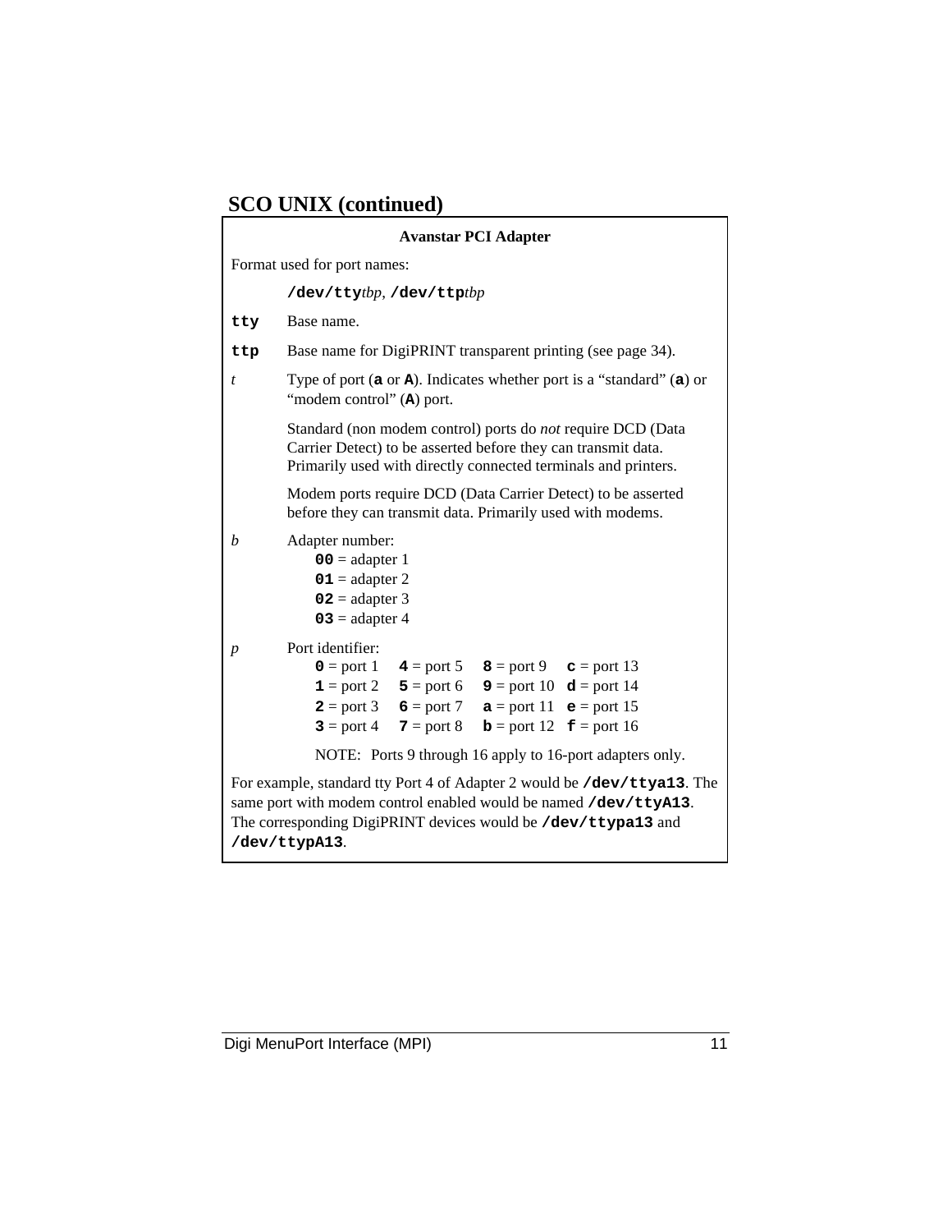## SCO UNIX (continued)

**Avanstar PCI Adapter**

Format used for port names:

**/dev/tty***tbp*, **/dev/ttp***tbp*

**tty** Base name.

**ttp** Base name for DigiPRINT transparent printing (see page 34).

*t* Type of port (**a** or **A**). Indicates whether port is a “standard” (**a**) or “modem control” (**A**) port.

Standard (non modem control) ports do *not* require DCD (Data Carrier Detect) to be asserted before they can transmit data. Primarily used with directly connected terminals and printers.

Modem ports require DCD (Data Carrier Detect) to be asserted before they can transmit data. Primarily used with modems.

*b* Adapter number:

- **00** = adapter 1
- **01** = adapter 2
- **02** = adapter 3
- **03** = adapter 4

*p* Port identifier:

| | | | |
|---|---|---|---|
| **0** = port 1 | **4** = port 5 | **8** = port 9 | **c** = port 13 |
| **1** = port 2 | **5** = port 6 | **9** = port 10 | **d** = port 14 |
| **2** = port 3 | **6** = port 7 | **a** = port 11 | **e** = port 15 |
| **3** = port 4 | **7** = port 8 | **b** = port 12 | **f** = port 16 |

NOTE: Ports 9 through 16 apply to 16-port adapters only.

For example, standard tty Port 4 of Adapter 2 would be **/dev/ttya13**. The same port with modem control enabled would be named **/dev/ttyA13**. The corresponding DigiPRINT devices would be **/dev/ttypa13** and **/dev/ttypA13**.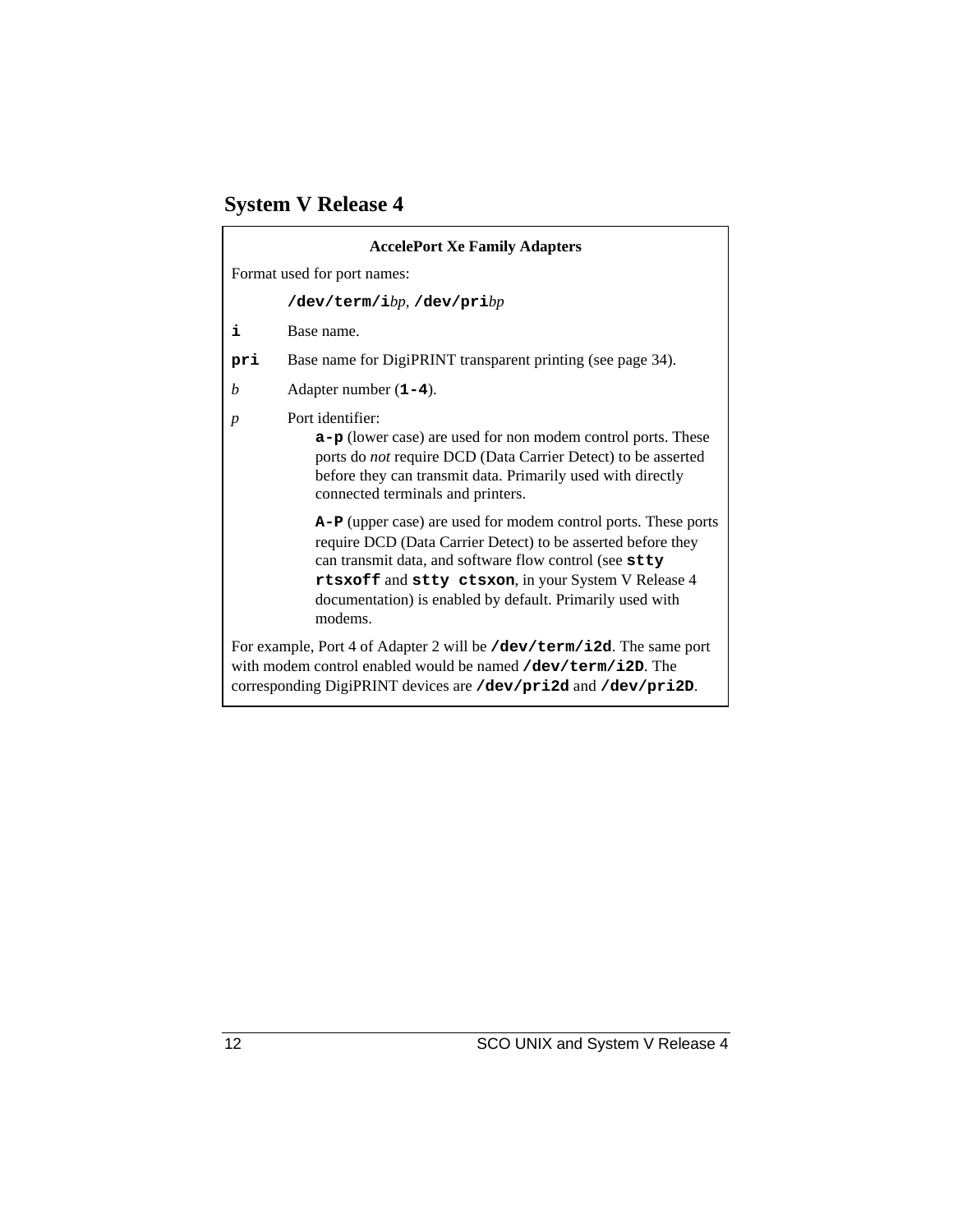## System V Release 4

**AccelePort Xe Family Adapters**

Format used for port names:

**`/dev/term/i`***bp*, **`/dev/pri`***bp*

**`i`** Base name.

**`pri`** Base name for DigiPRINT transparent printing (see page 34).

*b* Adapter number (**`1-4`**).

*p* Port identifier:

> **`a-p`** (lower case) are used for non modem control ports. These ports do *not* require DCD (Data Carrier Detect) to be asserted before they can transmit data. Primarily used with directly connected terminals and printers.
>
> **`A-P`** (upper case) are used for modem control ports. These ports require DCD (Data Carrier Detect) to be asserted before they can transmit data, and software flow control (see **`stty rtsxoff`** and **`stty ctsxon`**, in your System V Release 4 documentation) is enabled by default. Primarily used with modems.

For example, Port 4 of Adapter 2 will be **`/dev/term/i2d`**. The same port with modem control enabled would be named **`/dev/term/i2D`**. The corresponding DigiPRINT devices are **`/dev/pri2d`** and **`/dev/pri2D`**.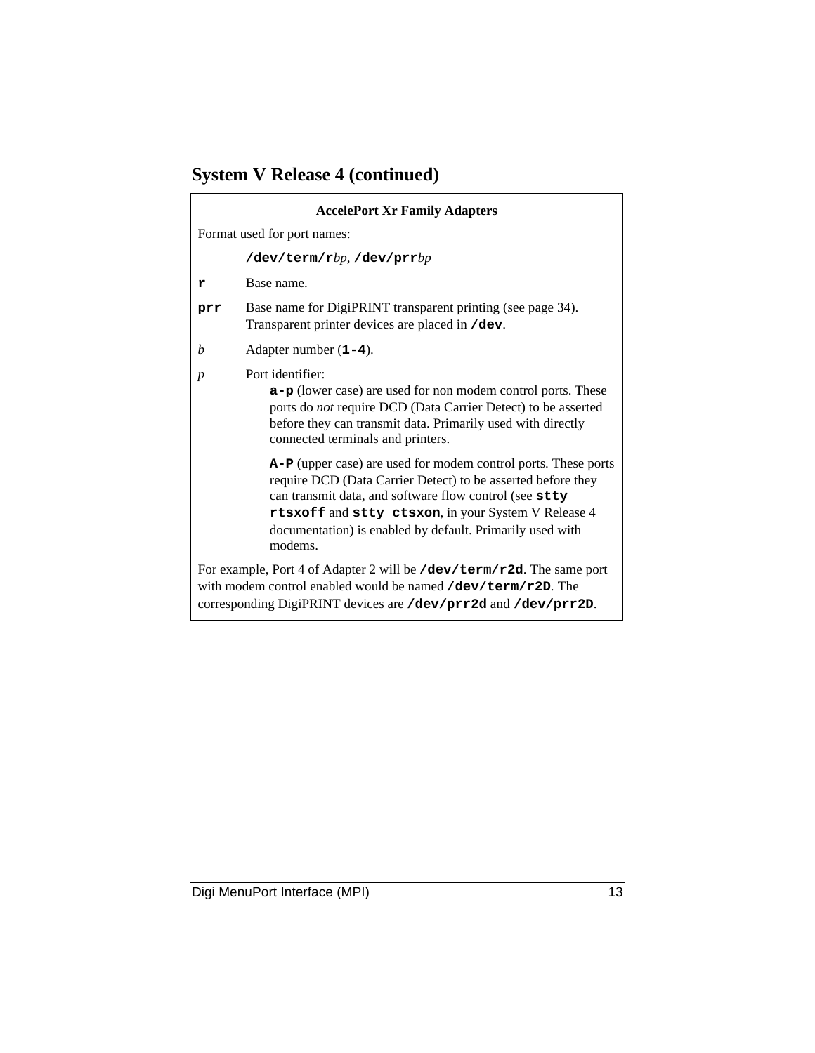## System V Release 4 (continued)

**AccelePort Xr Family Adapters**

Format used for port names:

**`/dev/term/r`***bp*, **`/dev/prr`***bp*

**`r`** Base name.

**`prr`** Base name for DigiPRINT transparent printing (see page 34). Transparent printer devices are placed in **`/dev`**.

*b* Adapter number (**`1-4`**).

*p* Port identifier:

> **`a-p`** (lower case) are used for non modem control ports. These ports do *not* require DCD (Data Carrier Detect) to be asserted before they can transmit data. Primarily used with directly connected terminals and printers.
>
> **`A-P`** (upper case) are used for modem control ports. These ports require DCD (Data Carrier Detect) to be asserted before they can transmit data, and software flow control (see **`stty rtsxoff`** and **`stty ctsxon`**, in your System V Release 4 documentation) is enabled by default. Primarily used with modems.

For example, Port 4 of Adapter 2 will be **`/dev/term/r2d`**. The same port with modem control enabled would be named **`/dev/term/r2D`**. The corresponding DigiPRINT devices are **`/dev/prr2d`** and **`/dev/prr2D`**.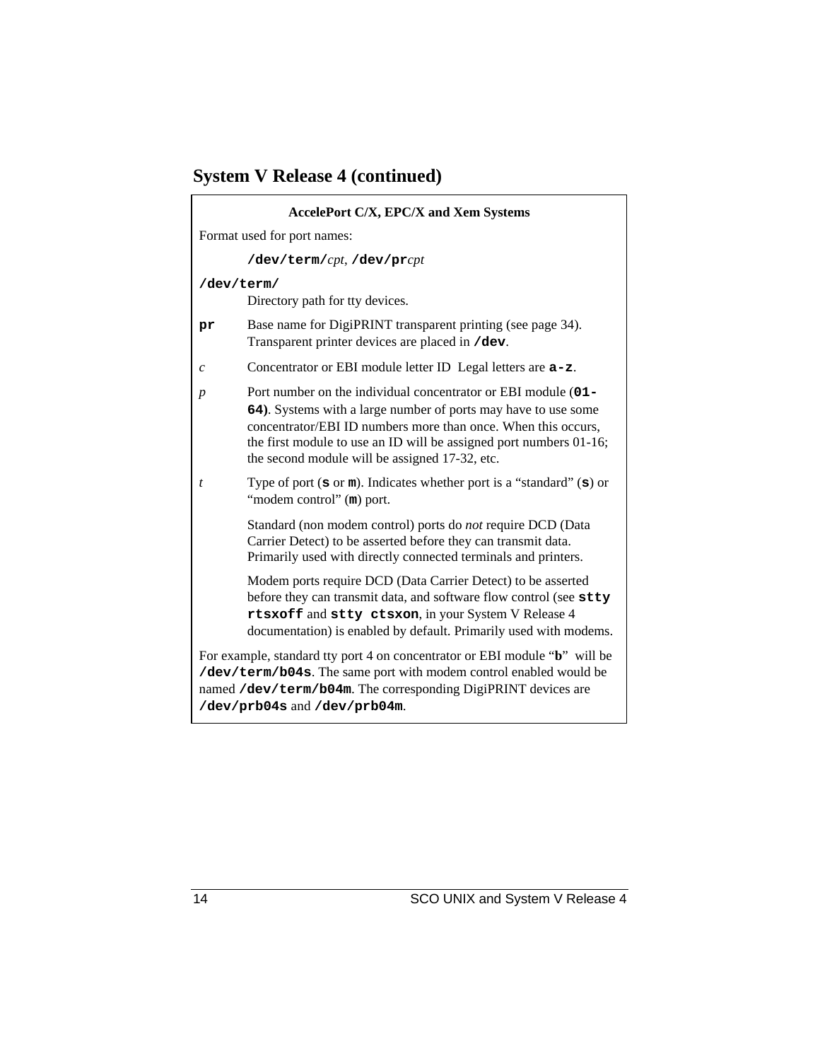## System V Release 4 (continued)

**AccelePort C/X, EPC/X and Xem Systems**

Format used for port names:

**`/dev/term/`***cpt*, **`/dev/pr`***cpt*

**`/dev/term/`**
Directory path for tty devices.

**`pr`** Base name for DigiPRINT transparent printing (see page 34). Transparent printer devices are placed in **`/dev`**.

*c* Concentrator or EBI module letter ID Legal letters are **`a-z`**.

*p* Port number on the individual concentrator or EBI module (**`01-64)`**. Systems with a large number of ports may have to use some concentrator/EBI ID numbers more than once. When this occurs, the first module to use an ID will be assigned port numbers 01-16; the second module will be assigned 17-32, etc.

*t* Type of port (**`s`** or **`m`**). Indicates whether port is a “standard” (**`s`**) or “modem control” (**`m`**) port.

Standard (non modem control) ports do *not* require DCD (Data Carrier Detect) to be asserted before they can transmit data. Primarily used with directly connected terminals and printers.

Modem ports require DCD (Data Carrier Detect) to be asserted before they can transmit data, and software flow control (see **`stty rtsxoff`** and **`stty ctsxon`**, in your System V Release 4 documentation) is enabled by default. Primarily used with modems.

For example, standard tty port 4 on concentrator or EBI module “**`b`**” will be **`/dev/term/b04s`**. The same port with modem control enabled would be named **`/dev/term/b04m`**. The corresponding DigiPRINT devices are **`/dev/prb04s`** and **`/dev/prb04m`**.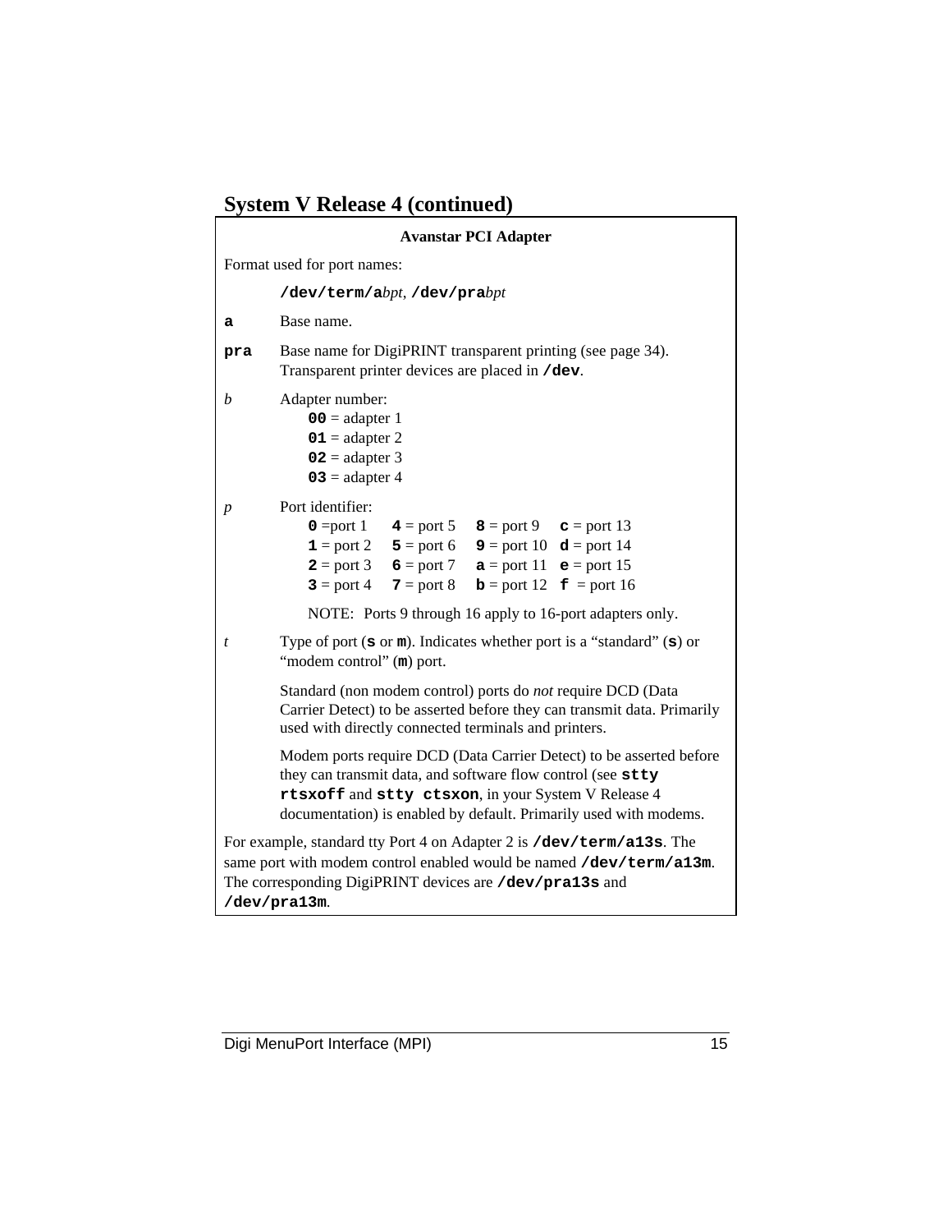## System V Release 4 (continued)

**Avanstar PCI Adapter**

Format used for port names:

**/dev/term/a***bpt*, **/dev/pra***bpt*

**a** Base name.

**pra** Base name for DigiPRINT transparent printing (see page 34). Transparent printer devices are placed in **/dev**.

*b* Adapter number:

- **00** = adapter 1
- **01** = adapter 2
- **02** = adapter 3
- **03** = adapter 4

*p* Port identifier:

| | | | |
|---|---|---|---|
| **0** =port 1 | **4** = port 5 | **8** = port 9 | **c** = port 13 |
| **1** = port 2 | **5** = port 6 | **9** = port 10 | **d** = port 14 |
| **2** = port 3 | **6** = port 7 | **a** = port 11 | **e** = port 15 |
| **3** = port 4 | **7** = port 8 | **b** = port 12 | **f** = port 16 |

NOTE: Ports 9 through 16 apply to 16-port adapters only.

*t* Type of port (**s** or **m**). Indicates whether port is a "standard" (**s**) or "modem control" (**m**) port.

Standard (non modem control) ports do *not* require DCD (Data Carrier Detect) to be asserted before they can transmit data. Primarily used with directly connected terminals and printers.

Modem ports require DCD (Data Carrier Detect) to be asserted before they can transmit data, and software flow control (see **stty rtsxoff** and **stty ctsxon**, in your System V Release 4 documentation) is enabled by default. Primarily used with modems.

For example, standard tty Port 4 on Adapter 2 is **/dev/term/a13s**. The same port with modem control enabled would be named **/dev/term/a13m**. The corresponding DigiPRINT devices are **/dev/pra13s** and **/dev/pra13m**.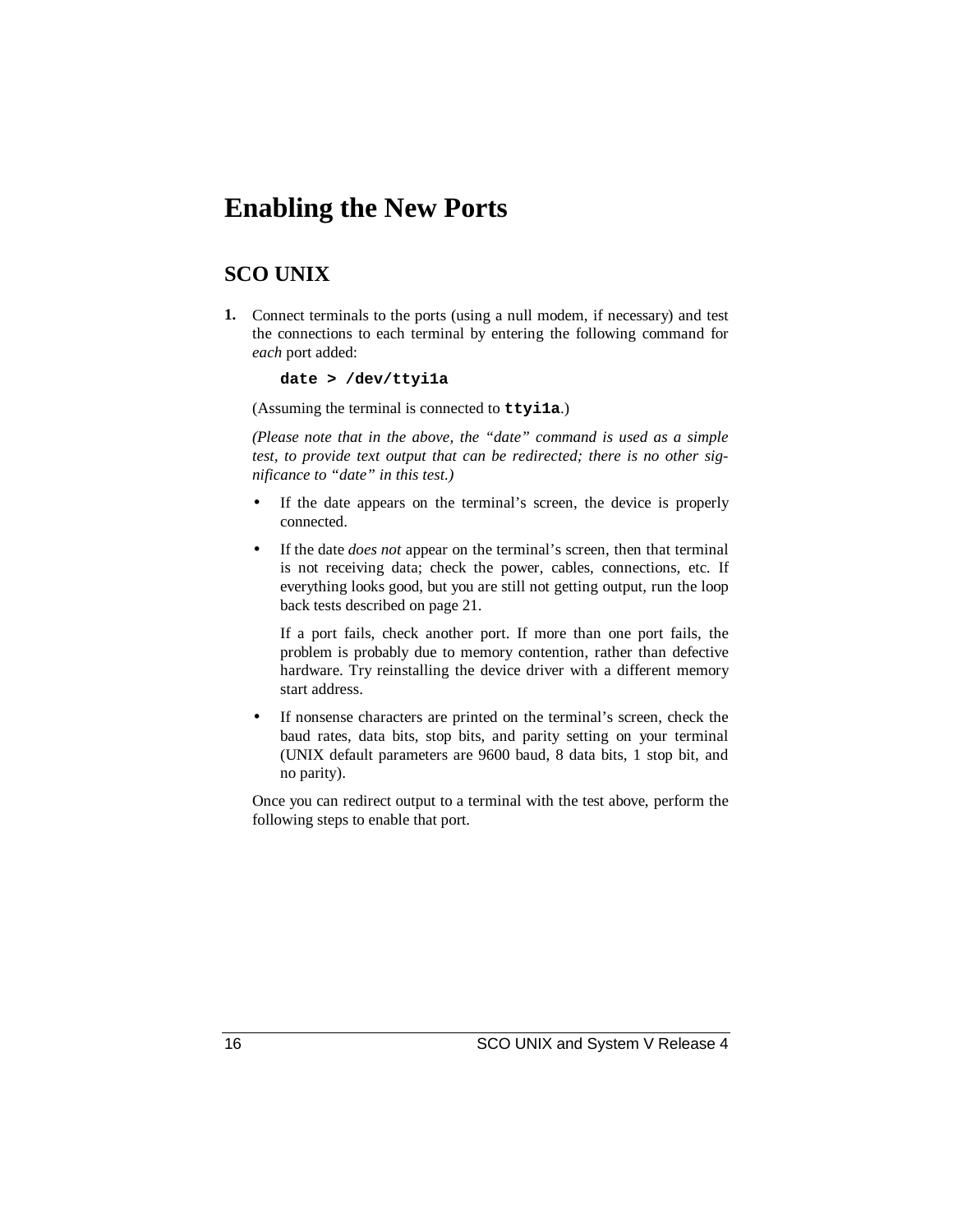# Enabling the New Ports

## SCO UNIX

**1.** Connect terminals to the ports (using a null modem, if necessary) and test the connections to each terminal by entering the following command for *each* port added:

```
date > /dev/ttyi1a
```

(Assuming the terminal is connected to **`ttyi1a`**.)

*(Please note that in the above, the "date" command is used as a simple test, to provide text output that can be redirected; there is no other significance to "date" in this test.)*

- If the date appears on the terminal's screen, the device is properly connected.
- If the date *does not* appear on the terminal's screen, then that terminal is not receiving data; check the power, cables, connections, etc. If everything looks good, but you are still not getting output, run the loop back tests described on page 21.

  If a port fails, check another port. If more than one port fails, the problem is probably due to memory contention, rather than defective hardware. Try reinstalling the device driver with a different memory start address.
- If nonsense characters are printed on the terminal's screen, check the baud rates, data bits, stop bits, and parity setting on your terminal (UNIX default parameters are 9600 baud, 8 data bits, 1 stop bit, and no parity).

Once you can redirect output to a terminal with the test above, perform the following steps to enable that port.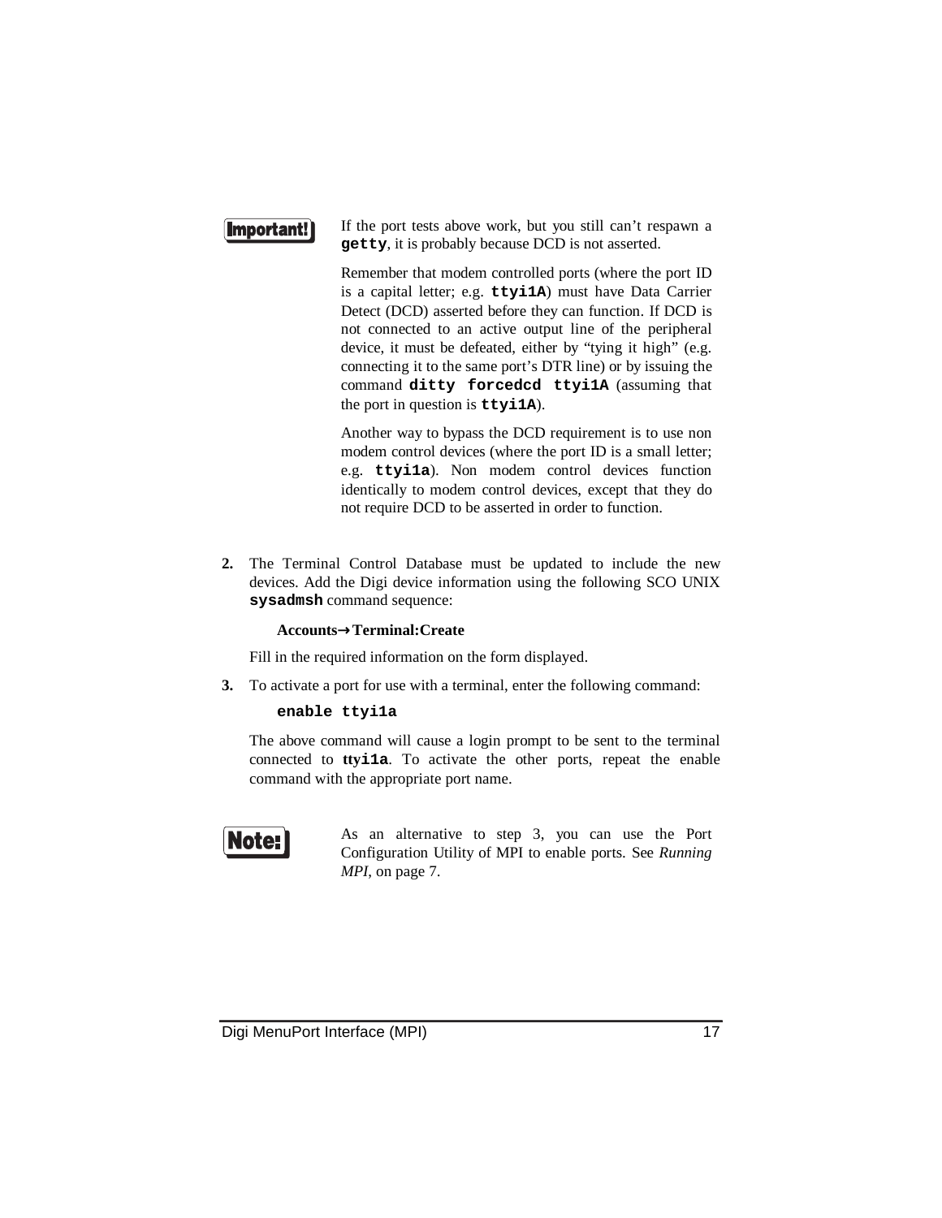**Important!**

If the port tests above work, but you still can't respawn a **`getty`**, it is probably because DCD is not asserted.

Remember that modem controlled ports (where the port ID is a capital letter; e.g. **`ttyi1A`**) must have Data Carrier Detect (DCD) asserted before they can function. If DCD is not connected to an active output line of the peripheral device, it must be defeated, either by "tying it high" (e.g. connecting it to the same port's DTR line) or by issuing the command **`ditty forcedcd ttyi1A`** (assuming that the port in question is **`ttyi1A`**).

Another way to bypass the DCD requirement is to use non modem control devices (where the port ID is a small letter; e.g. **`ttyi1a`**). Non modem control devices function identically to modem control devices, except that they do not require DCD to be asserted in order to function.

2. The Terminal Control Database must be updated to include the new devices. Add the Digi device information using the following SCO UNIX **`sysadmsh`** command sequence:

   **Accounts→Terminal:Create**

   Fill in the required information on the form displayed.

3. To activate a port for use with a terminal, enter the following command:

   ```
   enable ttyi1a
   ```

   The above command will cause a login prompt to be sent to the terminal connected to **`ttyi1a`**. To activate the other ports, repeat the enable command with the appropriate port name.

**Note:**

As an alternative to step 3, you can use the Port Configuration Utility of MPI to enable ports. See *Running MPI*, on page 7.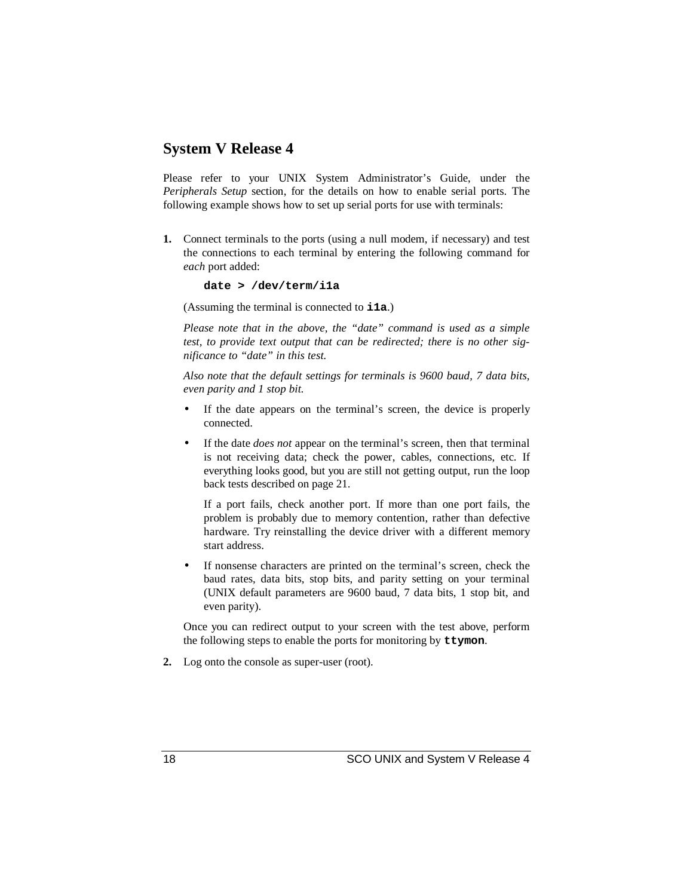## System V Release 4

Please refer to your UNIX System Administrator's Guide, under the *Peripherals Setup* section, for the details on how to enable serial ports. The following example shows how to set up serial ports for use with terminals:

**1.** Connect terminals to the ports (using a null modem, if necessary) and test the connections to each terminal by entering the following command for *each* port added:

```
date > /dev/term/i1a
```

(Assuming the terminal is connected to **i1a**.)

*Please note that in the above, the "date" command is used as a simple test, to provide text output that can be redirected; there is no other significance to "date" in this test.*

*Also note that the default settings for terminals is 9600 baud, 7 data bits, even parity and 1 stop bit.*

- If the date appears on the terminal's screen, the device is properly connected.

- If the date *does not* appear on the terminal's screen, then that terminal is not receiving data; check the power, cables, connections, etc. If everything looks good, but you are still not getting output, run the loop back tests described on page 21.

  If a port fails, check another port. If more than one port fails, the problem is probably due to memory contention, rather than defective hardware. Try reinstalling the device driver with a different memory start address.

- If nonsense characters are printed on the terminal's screen, check the baud rates, data bits, stop bits, and parity setting on your terminal (UNIX default parameters are 9600 baud, 7 data bits, 1 stop bit, and even parity).

Once you can redirect output to your screen with the test above, perform the following steps to enable the ports for monitoring by **ttymon**.

**2.** Log onto the console as super-user (root).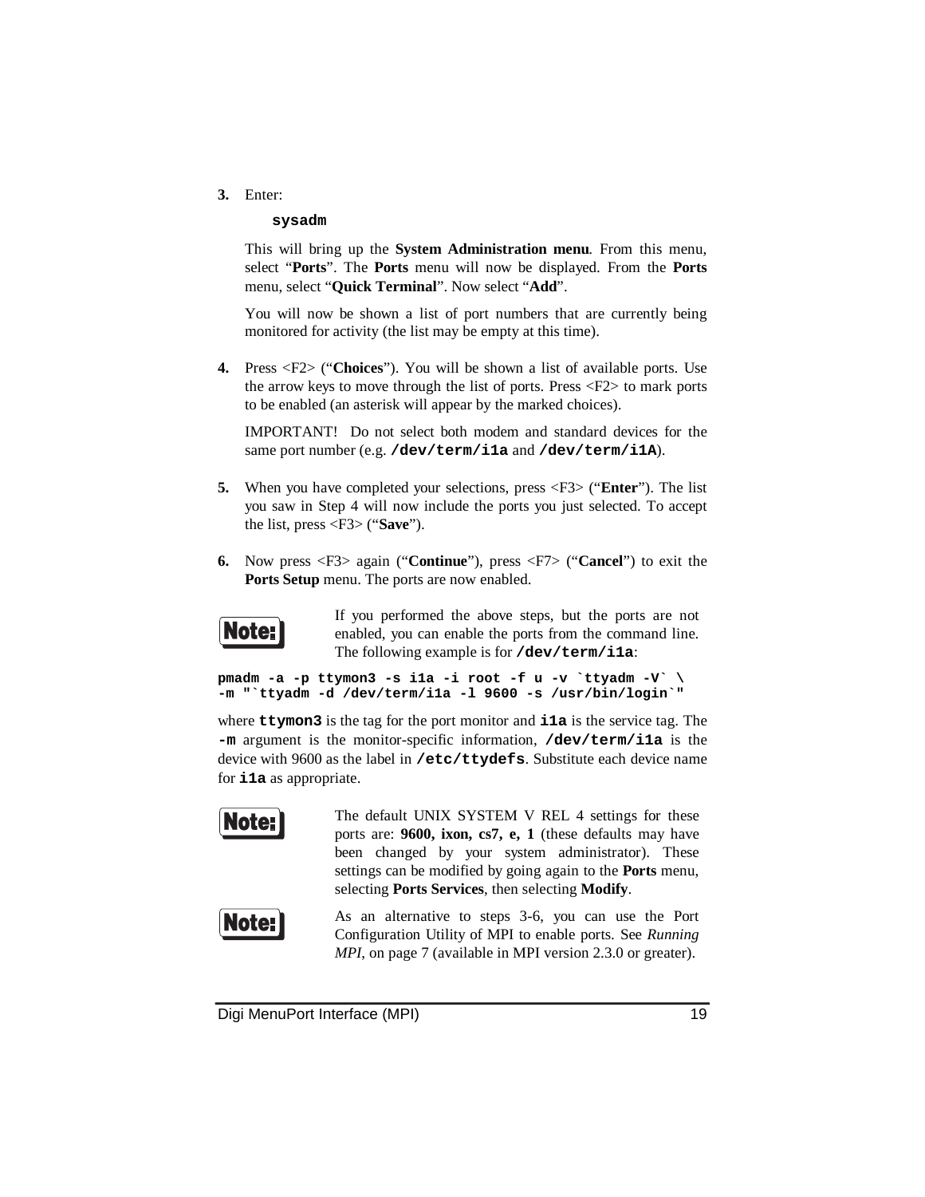3. Enter:

   ```
   sysadm
   ```

   This will bring up the **System Administration menu**. From this menu, select "**Ports**". The **Ports** menu will now be displayed. From the **Ports** menu, select "**Quick Terminal**". Now select "**Add**".

   You will now be shown a list of port numbers that are currently being monitored for activity (the list may be empty at this time).

4. Press <F2> ("**Choices**"). You will be shown a list of available ports. Use the arrow keys to move through the list of ports. Press <F2> to mark ports to be enabled (an asterisk will appear by the marked choices).

   IMPORTANT! Do not select both modem and standard devices for the same port number (e.g. **/dev/term/i1a** and **/dev/term/i1A**).

5. When you have completed your selections, press <F3> ("**Enter**"). The list you saw in Step 4 will now include the ports you just selected. To accept the list, press <F3> ("**Save**").

6. Now press <F3> again ("**Continue**"), press <F7> ("**Cancel**") to exit the **Ports Setup** menu. The ports are now enabled.

**Note:** If you performed the above steps, but the ports are not enabled, you can enable the ports from the command line. The following example is for **/dev/term/i1a**:

```
pmadm -a -p ttymon3 -s i1a -i root -f u -v `ttyadm -V` \
-m "`ttyadm -d /dev/term/i1a -l 9600 -s /usr/bin/login`"
```

where **ttymon3** is the tag for the port monitor and **i1a** is the service tag. The **-m** argument is the monitor-specific information, **/dev/term/i1a** is the device with 9600 as the label in **/etc/ttydefs**. Substitute each device name for **i1a** as appropriate.

**Note:** The default UNIX SYSTEM V REL 4 settings for these ports are: **9600, ixon, cs7, e, 1** (these defaults may have been changed by your system administrator). These settings can be modified by going again to the **Ports** menu, selecting **Ports Services**, then selecting **Modify**.

**Note:** As an alternative to steps 3-6, you can use the Port Configuration Utility of MPI to enable ports. See *Running MPI*, on page 7 (available in MPI version 2.3.0 or greater).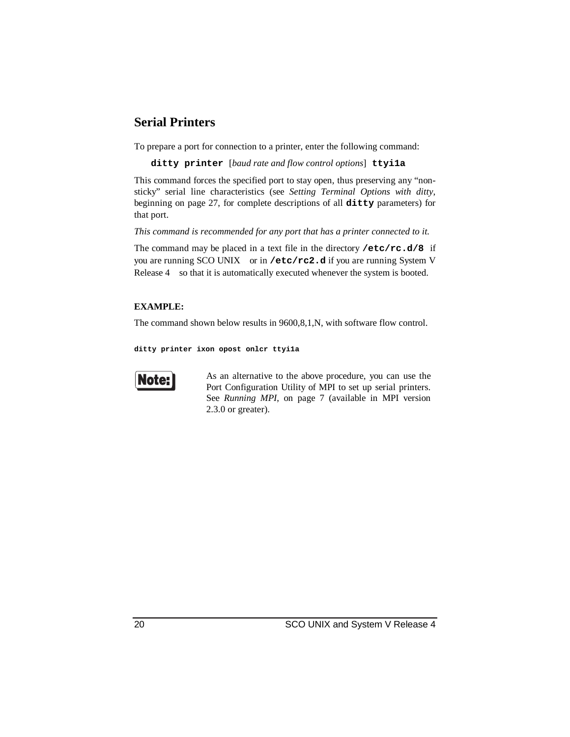## Serial Printers

To prepare a port for connection to a printer, enter the following command:

**`ditty printer`** [*baud rate and flow control options*] **`ttyi1a`**

This command forces the specified port to stay open, thus preserving any "non-sticky" serial line characteristics (see *Setting Terminal Options with ditty*, beginning on page 27, for complete descriptions of all **`ditty`** parameters) for that port.

*This command is recommended for any port that has a printer connected to it.*

The command may be placed in a text file in the directory **`/etc/rc.d/8`** if you are running SCO UNIX or in **`/etc/rc2.d`** if you are running System V Release 4 so that it is automatically executed whenever the system is booted.

**EXAMPLE:**

The command shown below results in 9600,8,1,N, with software flow control.

```
ditty printer ixon opost onlcr ttyi1a
```

**Note:** As an alternative to the above procedure, you can use the Port Configuration Utility of MPI to set up serial printers. See *Running MPI*, on page 7 (available in MPI version 2.3.0 or greater).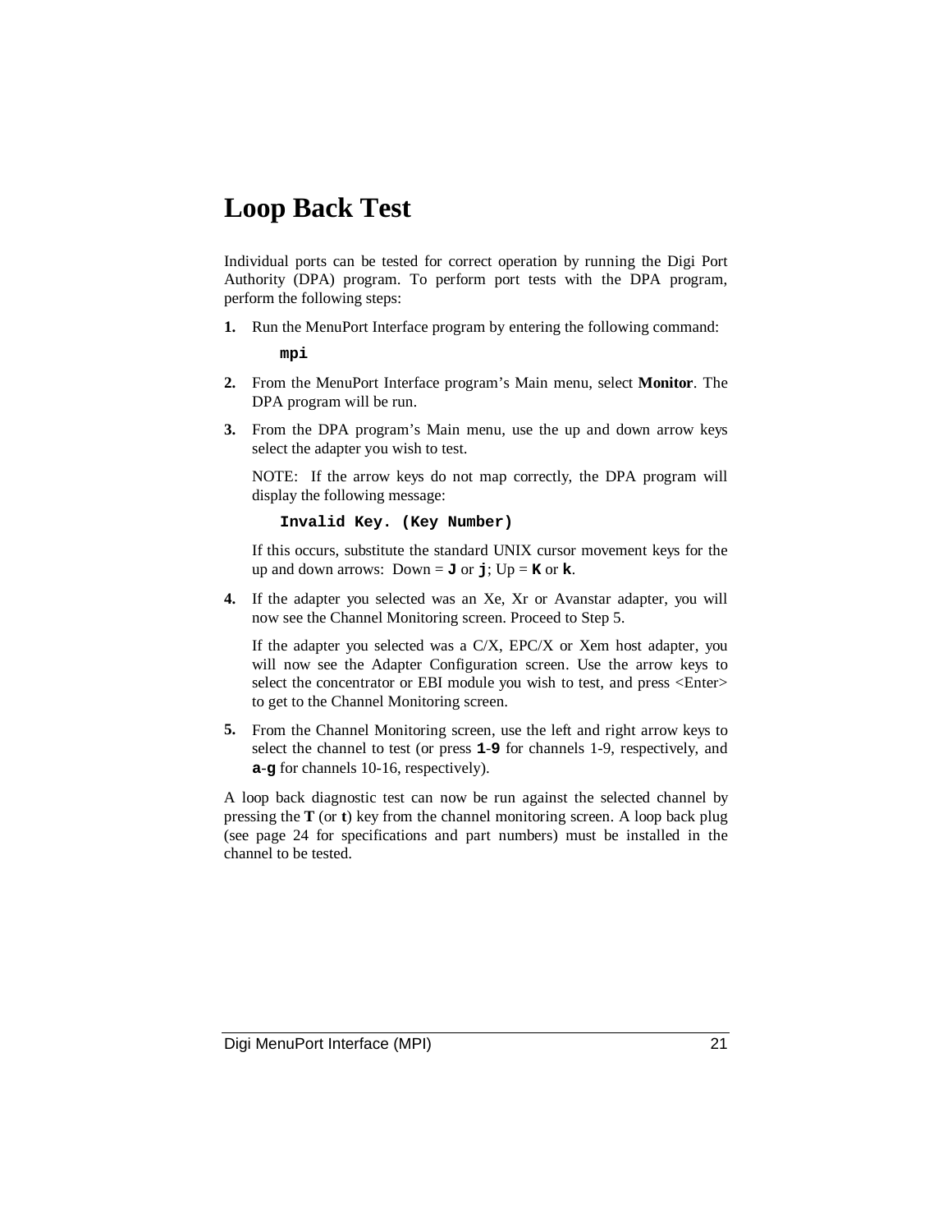# Loop Back Test

Individual ports can be tested for correct operation by running the Digi Port Authority (DPA) program. To perform port tests with the DPA program, perform the following steps:

1. Run the MenuPort Interface program by entering the following command:

   **`mpi`**

2. From the MenuPort Interface program's Main menu, select **Monitor**. The DPA program will be run.

3. From the DPA program's Main menu, use the up and down arrow keys select the adapter you wish to test.

   NOTE: If the arrow keys do not map correctly, the DPA program will display the following message:

   **`Invalid Key. (Key Number)`**

   If this occurs, substitute the standard UNIX cursor movement keys for the up and down arrows: Down = **`J`** or **`j`**; Up = **`K`** or **`k`**.

4. If the adapter you selected was an Xe, Xr or Avanstar adapter, you will now see the Channel Monitoring screen. Proceed to Step 5.

   If the adapter you selected was a C/X, EPC/X or Xem host adapter, you will now see the Adapter Configuration screen. Use the arrow keys to select the concentrator or EBI module you wish to test, and press <Enter> to get to the Channel Monitoring screen.

5. From the Channel Monitoring screen, use the left and right arrow keys to select the channel to test (or press **`1`**-**`9`** for channels 1-9, respectively, and **`a`**-**`g`** for channels 10-16, respectively).

A loop back diagnostic test can now be run against the selected channel by pressing the **T** (or **t**) key from the channel monitoring screen. A loop back plug (see page 24 for specifications and part numbers) must be installed in the channel to be tested.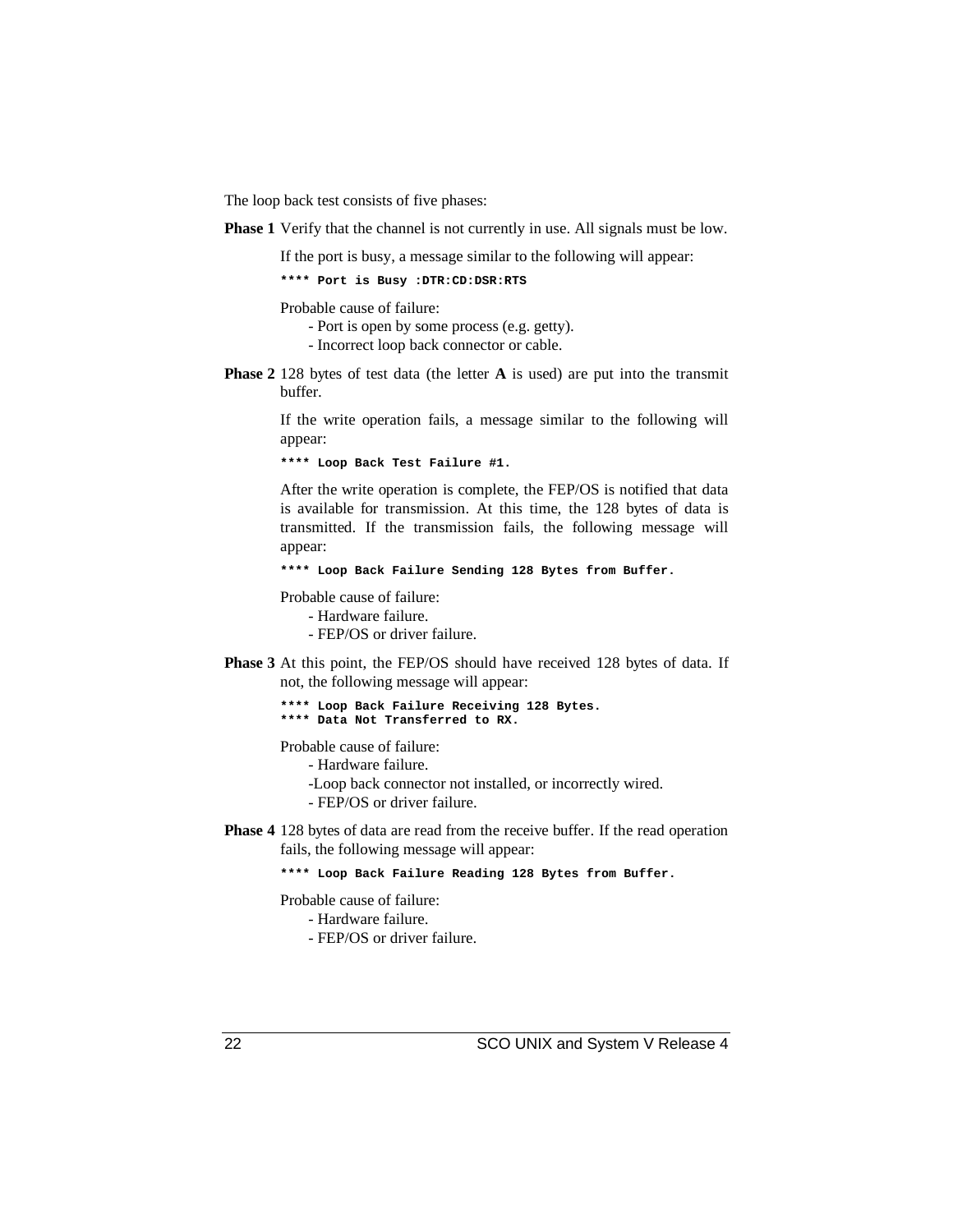The loop back test consists of five phases:

**Phase 1** Verify that the channel is not currently in use. All signals must be low.

If the port is busy, a message similar to the following will appear:

```
**** Port is Busy :DTR:CD:DSR:RTS
```

Probable cause of failure:
- Port is open by some process (e.g. getty).
- Incorrect loop back connector or cable.

**Phase 2** 128 bytes of test data (the letter **A** is used) are put into the transmit buffer.

If the write operation fails, a message similar to the following will appear:

```
**** Loop Back Test Failure #1.
```

After the write operation is complete, the FEP/OS is notified that data is available for transmission. At this time, the 128 bytes of data is transmitted. If the transmission fails, the following message will appear:

```
**** Loop Back Failure Sending 128 Bytes from Buffer.
```

Probable cause of failure:
- Hardware failure.
- FEP/OS or driver failure.

**Phase 3** At this point, the FEP/OS should have received 128 bytes of data. If not, the following message will appear:

```
**** Loop Back Failure Receiving 128 Bytes.
**** Data Not Transferred to RX.
```

Probable cause of failure:
- Hardware failure.
- Loop back connector not installed, or incorrectly wired.
- FEP/OS or driver failure.

**Phase 4** 128 bytes of data are read from the receive buffer. If the read operation fails, the following message will appear:

```
**** Loop Back Failure Reading 128 Bytes from Buffer.
```

Probable cause of failure:
- Hardware failure.
- FEP/OS or driver failure.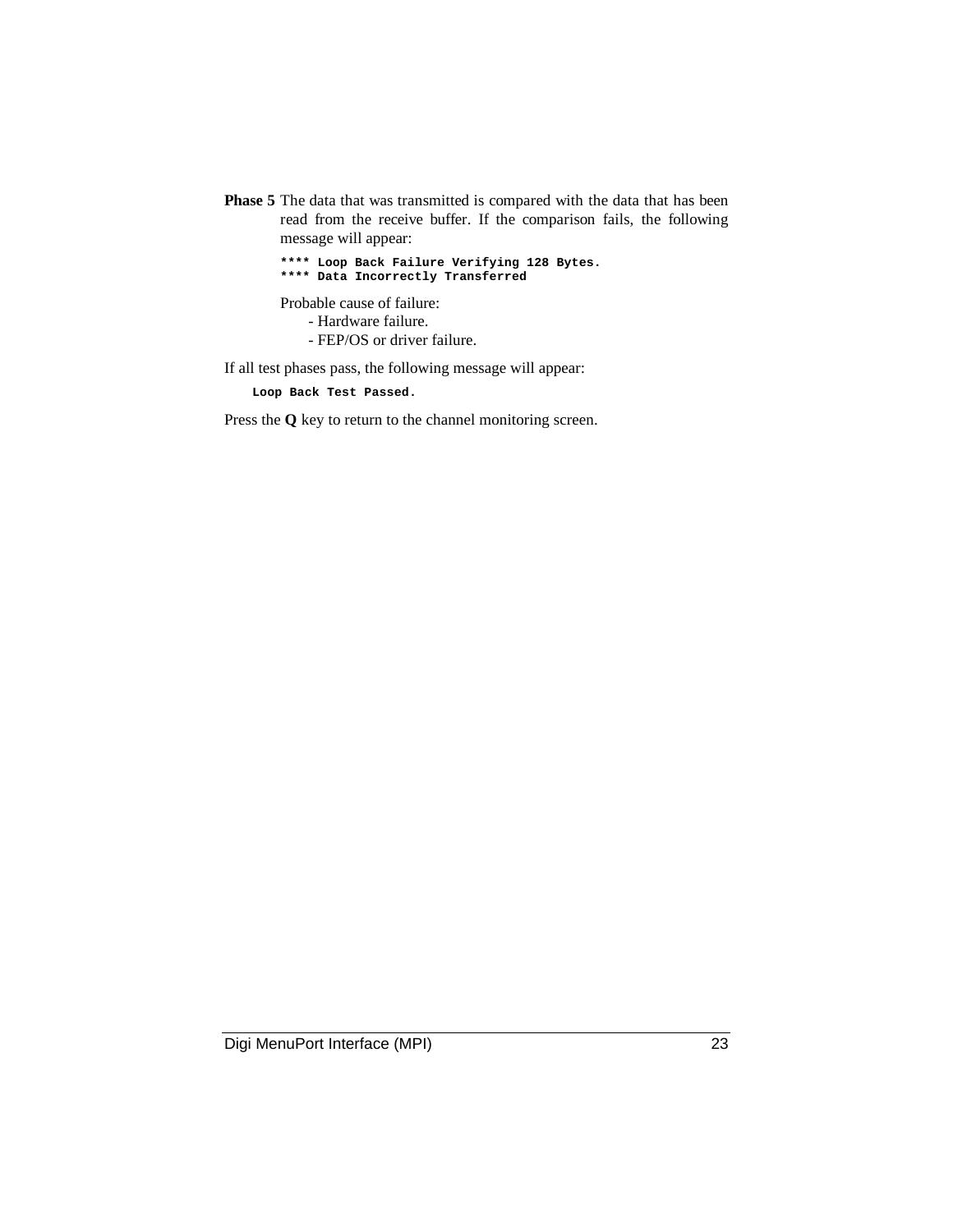**Phase 5** The data that was transmitted is compared with the data that has been read from the receive buffer. If the comparison fails, the following message will appear:

```
**** Loop Back Failure Verifying 128 Bytes.
**** Data Incorrectly Transferred
```

Probable cause of failure:

- Hardware failure.
- FEP/OS or driver failure.

If all test phases pass, the following message will appear:

```
Loop Back Test Passed.
```

Press the **Q** key to return to the channel monitoring screen.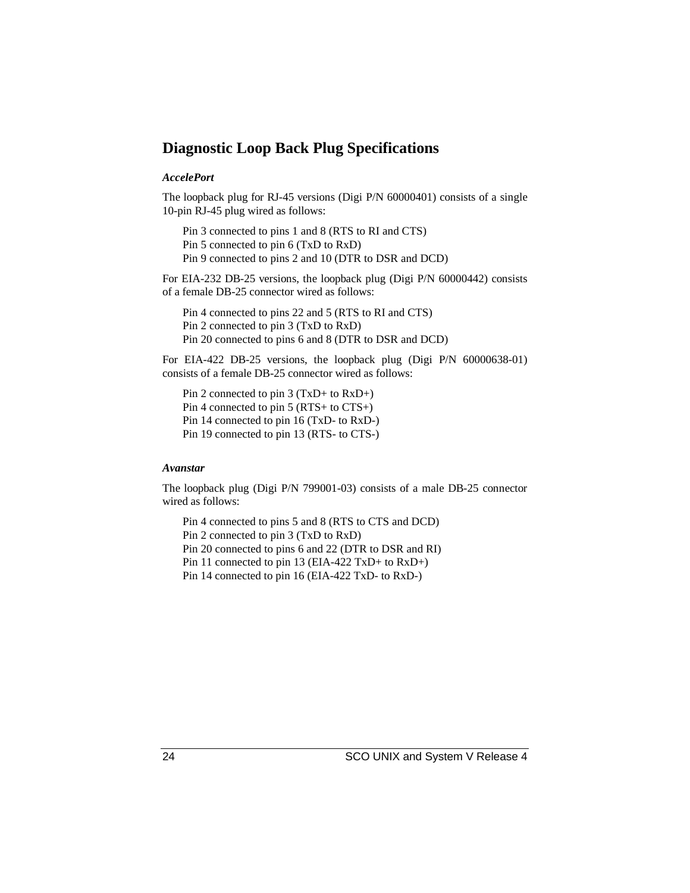## Diagnostic Loop Back Plug Specifications

### *AccelePort*

The loopback plug for RJ-45 versions (Digi P/N 60000401) consists of a single 10-pin RJ-45 plug wired as follows:

Pin 3 connected to pins 1 and 8 (RTS to RI and CTS)
Pin 5 connected to pin 6 (TxD to RxD)
Pin 9 connected to pins 2 and 10 (DTR to DSR and DCD)

For EIA-232 DB-25 versions, the loopback plug (Digi P/N 60000442) consists of a female DB-25 connector wired as follows:

Pin 4 connected to pins 22 and 5 (RTS to RI and CTS)
Pin 2 connected to pin 3 (TxD to RxD)
Pin 20 connected to pins 6 and 8 (DTR to DSR and DCD)

For EIA-422 DB-25 versions, the loopback plug (Digi P/N 60000638-01) consists of a female DB-25 connector wired as follows:

Pin 2 connected to pin 3 (TxD+ to RxD+)
Pin 4 connected to pin 5 (RTS+ to CTS+)
Pin 14 connected to pin 16 (TxD- to RxD-)
Pin 19 connected to pin 13 (RTS- to CTS-)

### *Avanstar*

The loopback plug (Digi P/N 799001-03) consists of a male DB-25 connector wired as follows:

Pin 4 connected to pins 5 and 8 (RTS to CTS and DCD)
Pin 2 connected to pin 3 (TxD to RxD)
Pin 20 connected to pins 6 and 22 (DTR to DSR and RI)
Pin 11 connected to pin 13 (EIA-422 TxD+ to RxD+)
Pin 14 connected to pin 16 (EIA-422 TxD- to RxD-)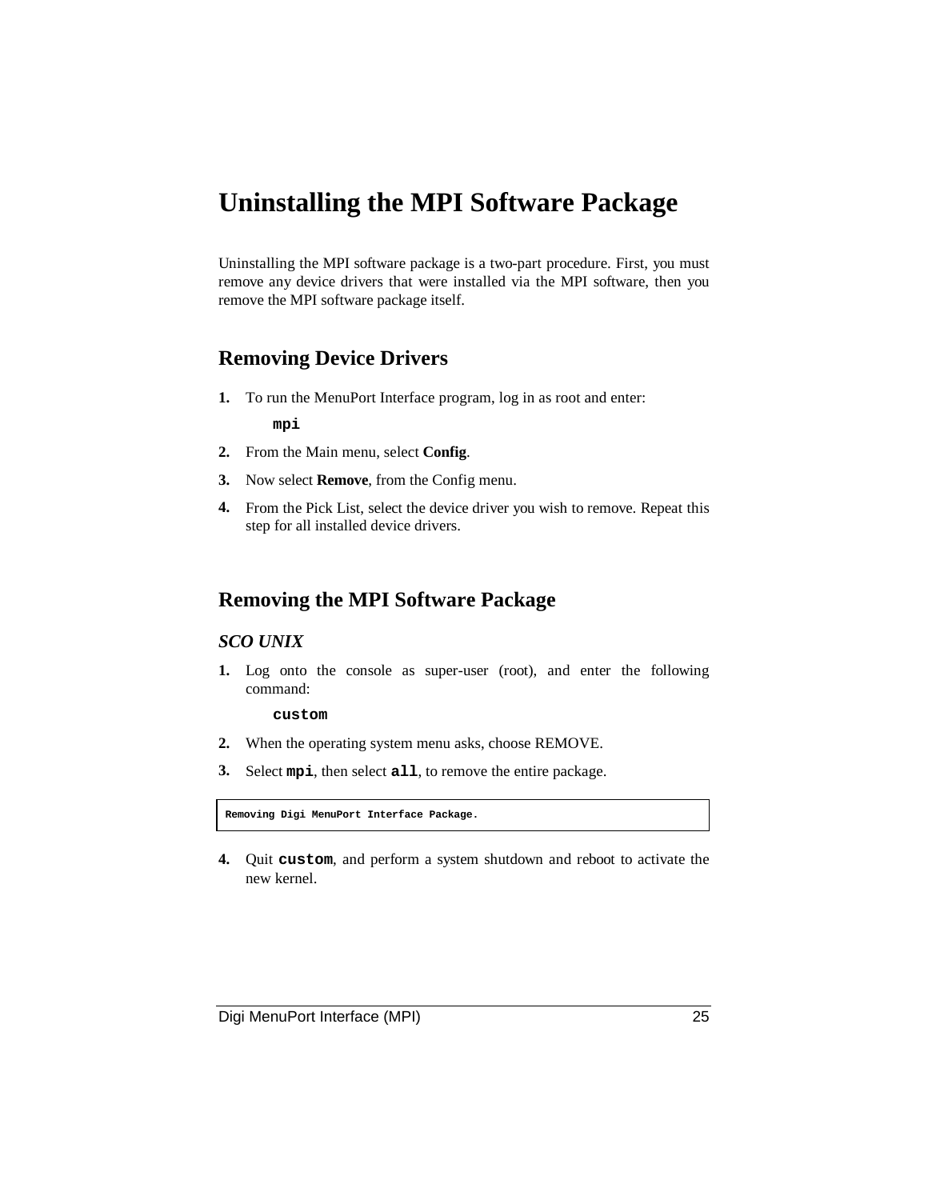# Uninstalling the MPI Software Package

Uninstalling the MPI software package is a two-part procedure. First, you must remove any device drivers that were installed via the MPI software, then you remove the MPI software package itself.

## Removing Device Drivers

1. To run the MenuPort Interface program, log in as root and enter:

   ```
   mpi
   ```

2. From the Main menu, select **Config**.
3. Now select **Remove**, from the Config menu.
4. From the Pick List, select the device driver you wish to remove. Repeat this step for all installed device drivers.

## Removing the MPI Software Package

### *SCO UNIX*

1. Log onto the console as super-user (root), and enter the following command:

   ```
   custom
   ```

2. When the operating system menu asks, choose REMOVE.
3. Select `mpi`, then select `all`, to remove the entire package.

```
Removing Digi MenuPort Interface Package.
```

4. Quit `custom`, and perform a system shutdown and reboot to activate the new kernel.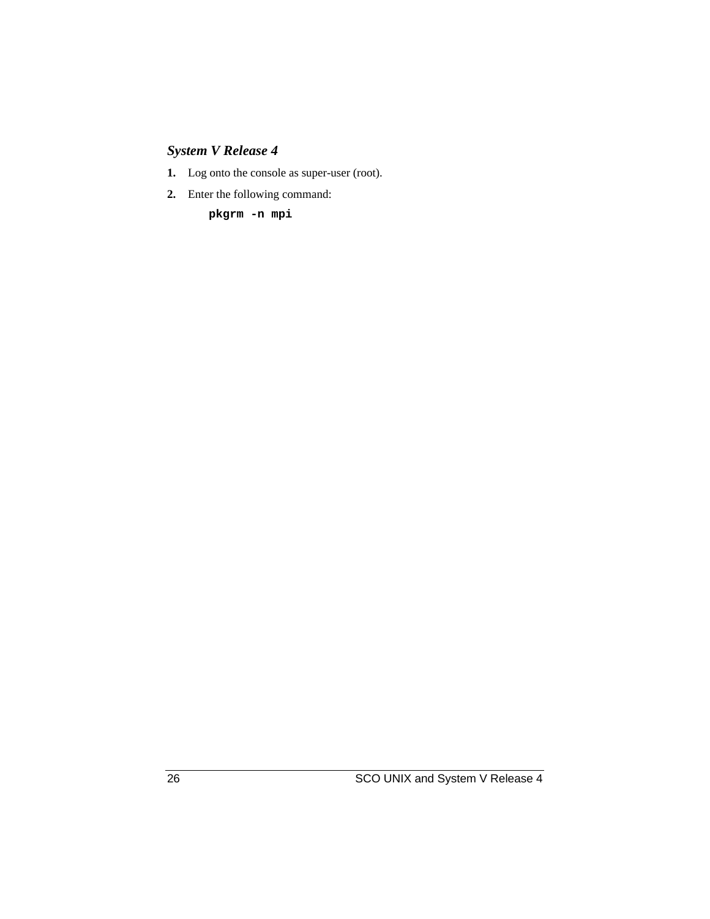### *System V Release 4*

1. Log onto the console as super-user (root).
2. Enter the following command:

```
pkgrm -n mpi
```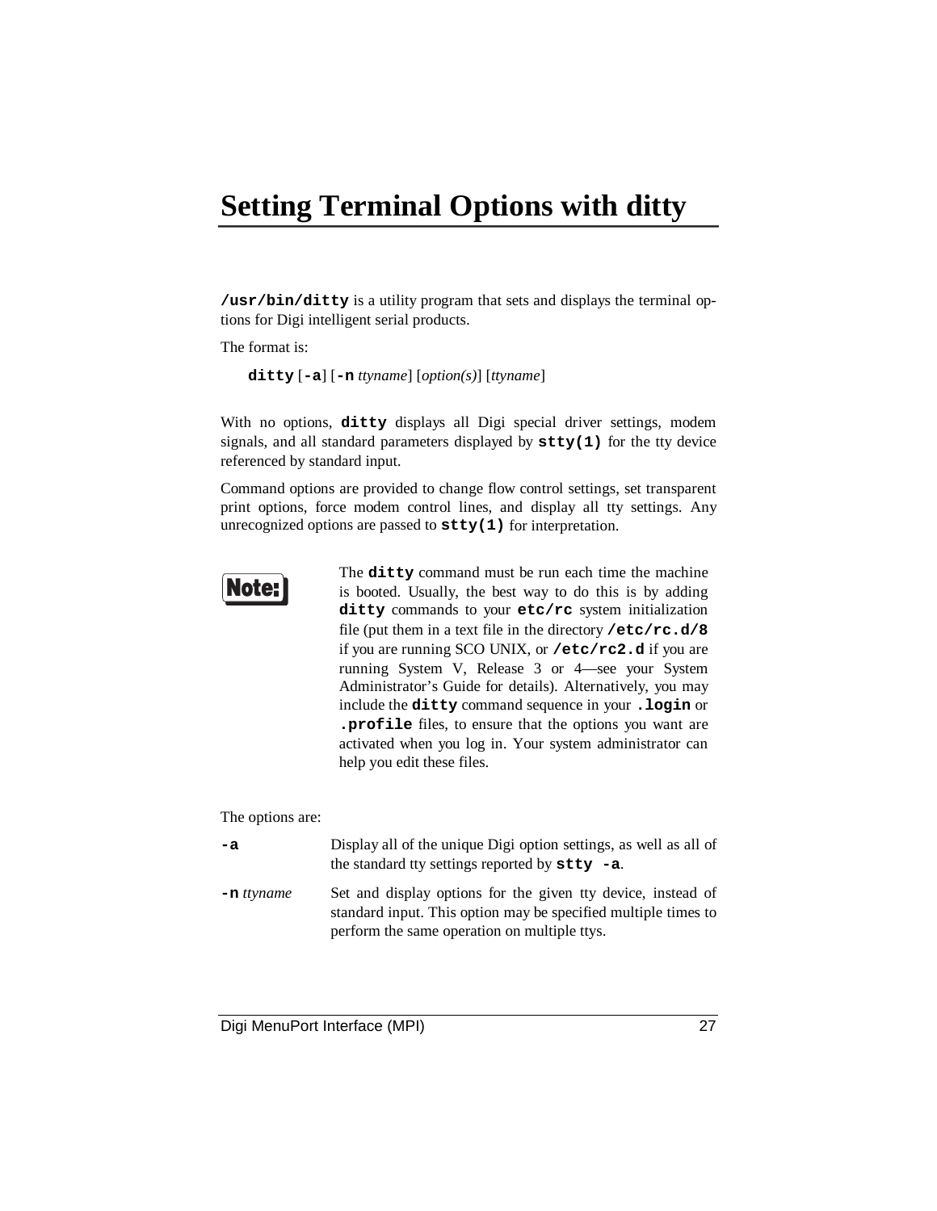# Setting Terminal Options with ditty

**/usr/bin/ditty** is a utility program that sets and displays the terminal options for Digi intelligent serial products.

The format is:

> **ditty** [**-a**] [**-n** *ttyname*] [*option(s)*] [*ttyname*]

With no options, **ditty** displays all Digi special driver settings, modem signals, and all standard parameters displayed by **stty(1)** for the tty device referenced by standard input.

Command options are provided to change flow control settings, set transparent print options, force modem control lines, and display all tty settings. Any unrecognized options are passed to **stty(1)** for interpretation.

> **Note:** The **ditty** command must be run each time the machine is booted. Usually, the best way to do this is by adding **ditty** commands to your **etc/rc** system initialization file (put them in a text file in the directory **/etc/rc.d/8** if you are running SCO UNIX, or **/etc/rc2.d** if you are running System V, Release 3 or 4—see your System Administrator's Guide for details). Alternatively, you may include the **ditty** command sequence in your **.login** or **.profile** files, to ensure that the options you want are activated when you log in. Your system administrator can help you edit these files.

The options are:

**-a** — Display all of the unique Digi option settings, as well as all of the standard tty settings reported by **stty -a**.

**-n** *ttyname* — Set and display options for the given tty device, instead of standard input. This option may be specified multiple times to perform the same operation on multiple ttys.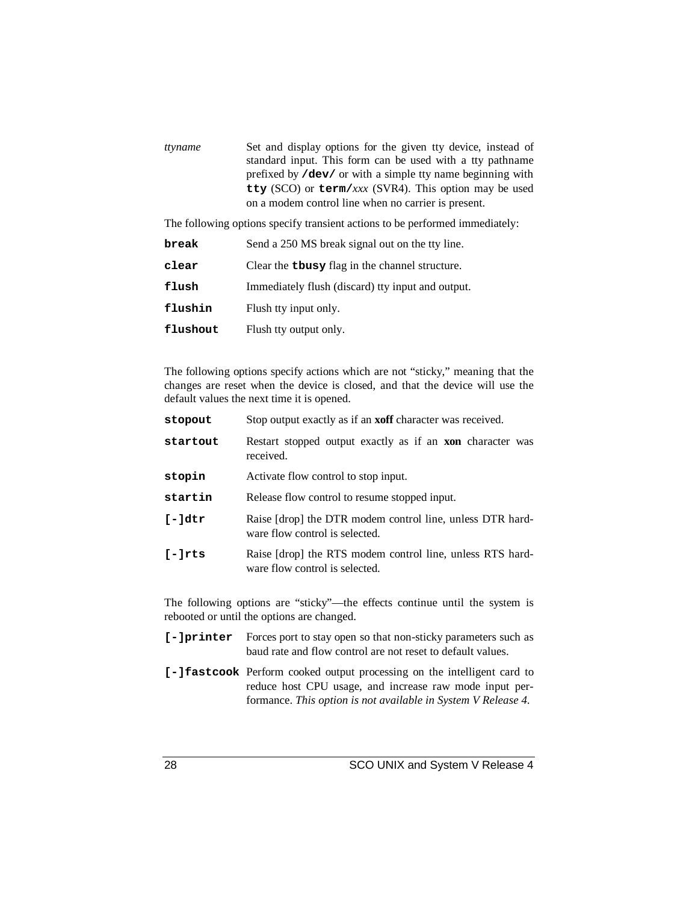*ttyname* Set and display options for the given tty device, instead of standard input. This form can be used with a tty pathname prefixed by **/dev/** or with a simple tty name beginning with **tty** (SCO) or **term/***xxx* (SVR4). This option may be used on a modem control line when no carrier is present.

The following options specify transient actions to be performed immediately:

**break** Send a 250 MS break signal out on the tty line.

**clear** Clear the **tbusy** flag in the channel structure.

**flush** Immediately flush (discard) tty input and output.

**flushin** Flush tty input only.

**flushout** Flush tty output only.

The following options specify actions which are not "sticky," meaning that the changes are reset when the device is closed, and that the device will use the default values the next time it is opened.

**stopout** Stop output exactly as if an **xoff** character was received.

**startout** Restart stopped output exactly as if an **xon** character was received.

**stopin** Activate flow control to stop input.

**startin** Release flow control to resume stopped input.

**[-]dtr** Raise [drop] the DTR modem control line, unless DTR hardware flow control is selected.

**[-]rts** Raise [drop] the RTS modem control line, unless RTS hardware flow control is selected.

The following options are "sticky"—the effects continue until the system is rebooted or until the options are changed.

**[-]printer** Forces port to stay open so that non-sticky parameters such as baud rate and flow control are not reset to default values.

**[-]fastcook** Perform cooked output processing on the intelligent card to reduce host CPU usage, and increase raw mode input performance. *This option is not available in System V Release 4.*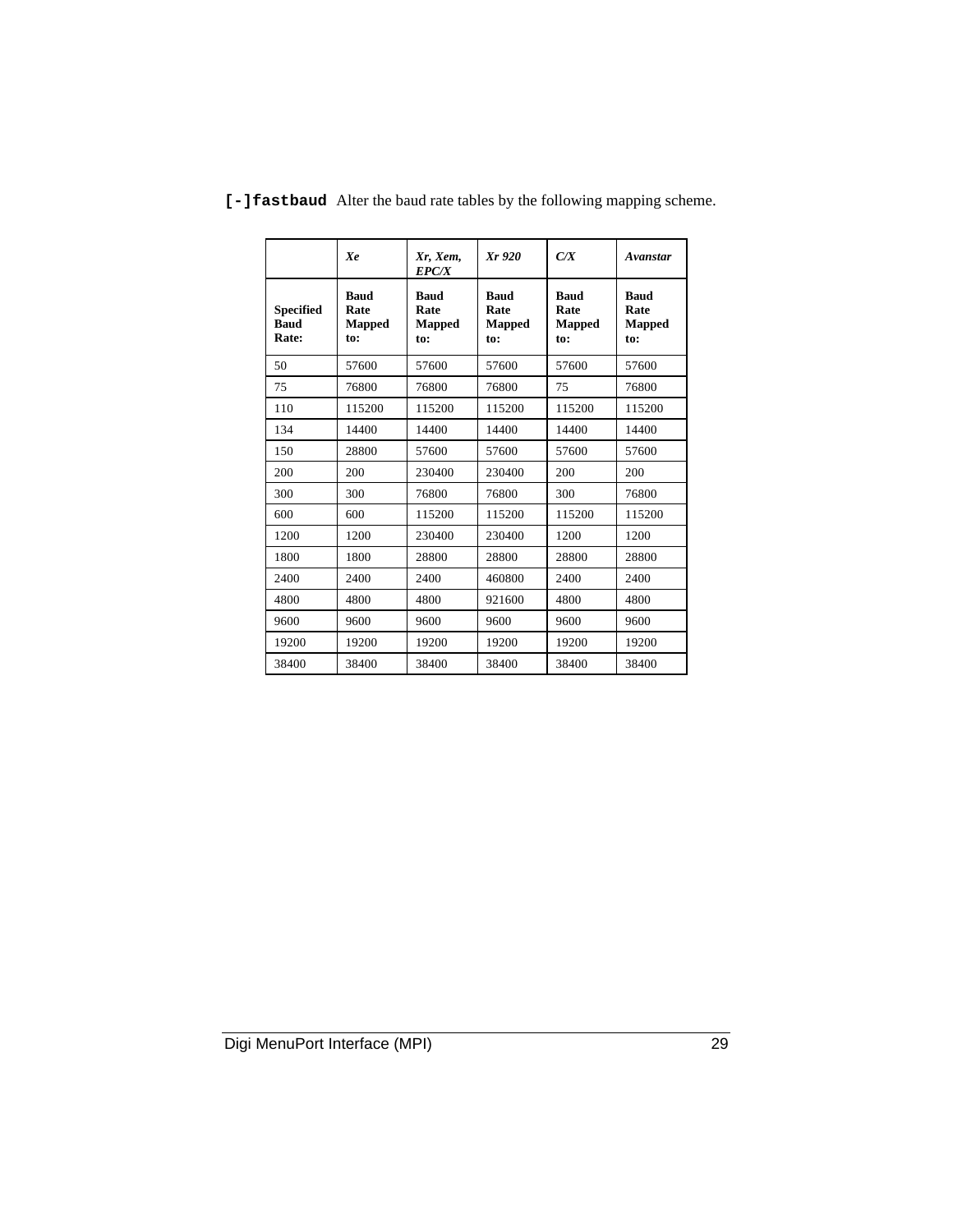**[-]fastbaud** Alter the baud rate tables by the following mapping scheme.

| | *Xe* | *Xr, Xem, EPC/X* | *Xr 920* | *C/X* | *Avanstar* |
|---|---|---|---|---|---|
| **Specified Baud Rate:** | **Baud Rate Mapped to:** | **Baud Rate Mapped to:** | **Baud Rate Mapped to:** | **Baud Rate Mapped to:** | **Baud Rate Mapped to:** |
| 50 | 57600 | 57600 | 57600 | 57600 | 57600 |
| 75 | 76800 | 76800 | 76800 | 75 | 76800 |
| 110 | 115200 | 115200 | 115200 | 115200 | 115200 |
| 134 | 14400 | 14400 | 14400 | 14400 | 14400 |
| 150 | 28800 | 57600 | 57600 | 57600 | 57600 |
| 200 | 200 | 230400 | 230400 | 200 | 200 |
| 300 | 300 | 76800 | 76800 | 300 | 76800 |
| 600 | 600 | 115200 | 115200 | 115200 | 115200 |
| 1200 | 1200 | 230400 | 230400 | 1200 | 1200 |
| 1800 | 1800 | 28800 | 28800 | 28800 | 28800 |
| 2400 | 2400 | 2400 | 460800 | 2400 | 2400 |
| 4800 | 4800 | 4800 | 921600 | 4800 | 4800 |
| 9600 | 9600 | 9600 | 9600 | 9600 | 9600 |
| 19200 | 19200 | 19200 | 19200 | 19200 | 19200 |
| 38400 | 38400 | 38400 | 38400 | 38400 | 38400 |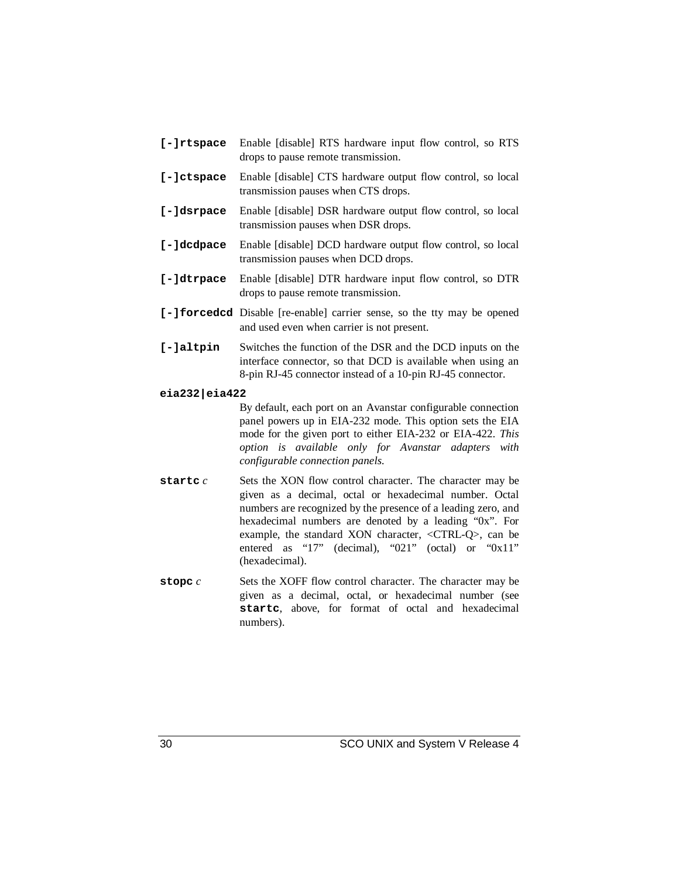**[-]rtspace** Enable [disable] RTS hardware input flow control, so RTS drops to pause remote transmission.

**[-]ctspace** Enable [disable] CTS hardware output flow control, so local transmission pauses when CTS drops.

**[-]dsrpace** Enable [disable] DSR hardware output flow control, so local transmission pauses when DSR drops.

**[-]dcdpace** Enable [disable] DCD hardware output flow control, so local transmission pauses when DCD drops.

**[-]dtrpace** Enable [disable] DTR hardware input flow control, so DTR drops to pause remote transmission.

**[-]forcedcd** Disable [re-enable] carrier sense, so the tty may be opened and used even when carrier is not present.

**[-]altpin** Switches the function of the DSR and the DCD inputs on the interface connector, so that DCD is available when using an 8-pin RJ-45 connector instead of a 10-pin RJ-45 connector.

**eia232|eia422**

By default, each port on an Avanstar configurable connection panel powers up in EIA-232 mode. This option sets the EIA mode for the given port to either EIA-232 or EIA-422. *This option is available only for Avanstar adapters with configurable connection panels.*

**startc** *c* Sets the XON flow control character. The character may be given as a decimal, octal or hexadecimal number. Octal numbers are recognized by the presence of a leading zero, and hexadecimal numbers are denoted by a leading "0x". For example, the standard XON character, <CTRL-Q>, can be entered as "17" (decimal), "021" (octal) or "0x11" (hexadecimal).

**stopc** *c* Sets the XOFF flow control character. The character may be given as a decimal, octal, or hexadecimal number (see **startc**, above, for format of octal and hexadecimal numbers).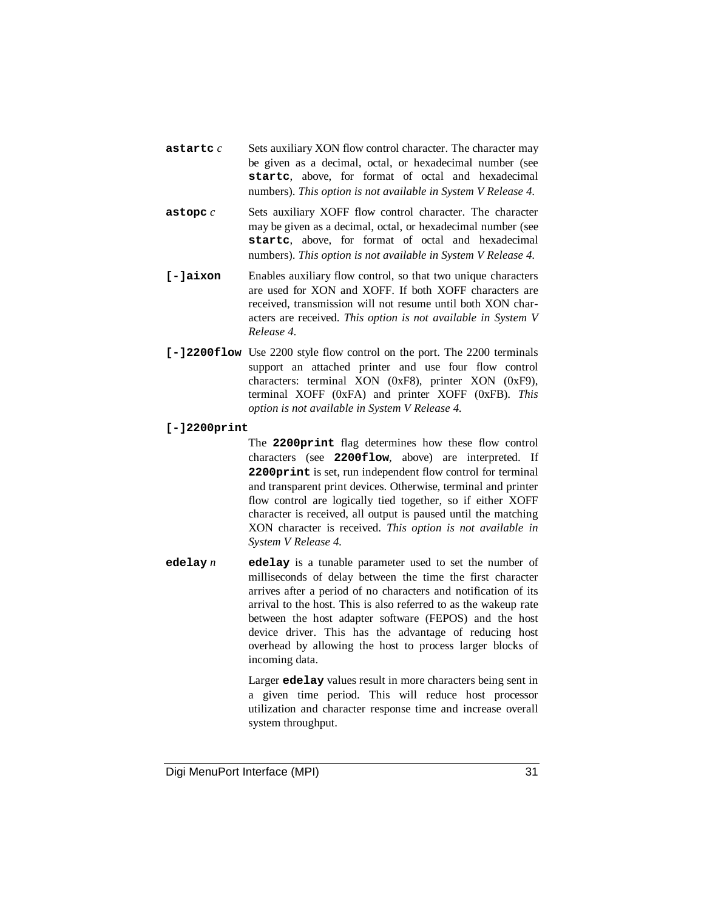**astartc** *c*
: Sets auxiliary XON flow control character. The character may be given as a decimal, octal, or hexadecimal number (see **startc**, above, for format of octal and hexadecimal numbers). *This option is not available in System V Release 4.*

**astopc** *c*
: Sets auxiliary XOFF flow control character. The character may be given as a decimal, octal, or hexadecimal number (see **startc**, above, for format of octal and hexadecimal numbers). *This option is not available in System V Release 4.*

**[-]aixon**
: Enables auxiliary flow control, so that two unique characters are used for XON and XOFF. If both XOFF characters are received, transmission will not resume until both XON characters are received. *This option is not available in System V Release 4.*

**[-]2200flow**
: Use 2200 style flow control on the port. The 2200 terminals support an attached printer and use four flow control characters: terminal XON (0xF8), printer XON (0xF9), terminal XOFF (0xFA) and printer XOFF (0xFB). *This option is not available in System V Release 4.*

**[-]2200print**
: The **2200print** flag determines how these flow control characters (see **2200flow**, above) are interpreted. If **2200print** is set, run independent flow control for terminal and transparent print devices. Otherwise, terminal and printer flow control are logically tied together, so if either XOFF character is received, all output is paused until the matching XON character is received. *This option is not available in System V Release 4.*

**edelay** *n*
: **edelay** is a tunable parameter used to set the number of milliseconds of delay between the time the first character arrives after a period of no characters and notification of its arrival to the host. This is also referred to as the wakeup rate between the host adapter software (FEPOS) and the host device driver. This has the advantage of reducing host overhead by allowing the host to process larger blocks of incoming data.

: Larger **edelay** values result in more characters being sent in a given time period. This will reduce host processor utilization and character response time and increase overall system throughput.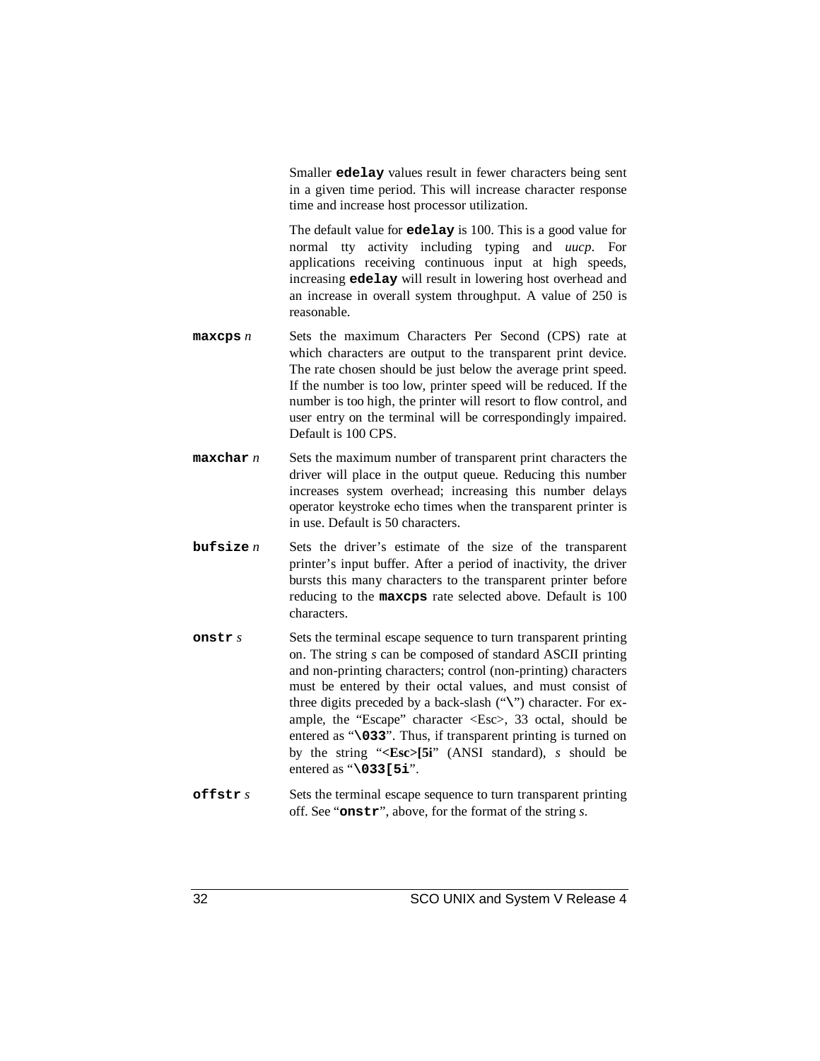Smaller **`edelay`** values result in fewer characters being sent in a given time period. This will increase character response time and increase host processor utilization.

The default value for **`edelay`** is 100. This is a good value for normal tty activity including typing and *uucp*. For applications receiving continuous input at high speeds, increasing **`edelay`** will result in lowering host overhead and an increase in overall system throughput. A value of 250 is reasonable.

**`maxcps`** *n*
: Sets the maximum Characters Per Second (CPS) rate at which characters are output to the transparent print device. The rate chosen should be just below the average print speed. If the number is too low, printer speed will be reduced. If the number is too high, the printer will resort to flow control, and user entry on the terminal will be correspondingly impaired. Default is 100 CPS.

**`maxchar`** *n*
: Sets the maximum number of transparent print characters the driver will place in the output queue. Reducing this number increases system overhead; increasing this number delays operator keystroke echo times when the transparent printer is in use. Default is 50 characters.

**`bufsize`** *n*
: Sets the driver's estimate of the size of the transparent printer's input buffer. After a period of inactivity, the driver bursts this many characters to the transparent printer before reducing to the **`maxcps`** rate selected above. Default is 100 characters.

**`onstr`** *s*
: Sets the terminal escape sequence to turn transparent printing on. The string *s* can be composed of standard ASCII printing and non-printing characters; control (non-printing) characters must be entered by their octal values, and must consist of three digits preceded by a back-slash ("**`\`**") character. For example, the "Escape" character <Esc>, 33 octal, should be entered as "**`\033`**". Thus, if transparent printing is turned on by the string "**<Esc>[5i**" (ANSI standard), *s* should be entered as "**`\033[5i`**".

**`offstr`** *s*
: Sets the terminal escape sequence to turn transparent printing off. See "**`onstr`**", above, for the format of the string *s*.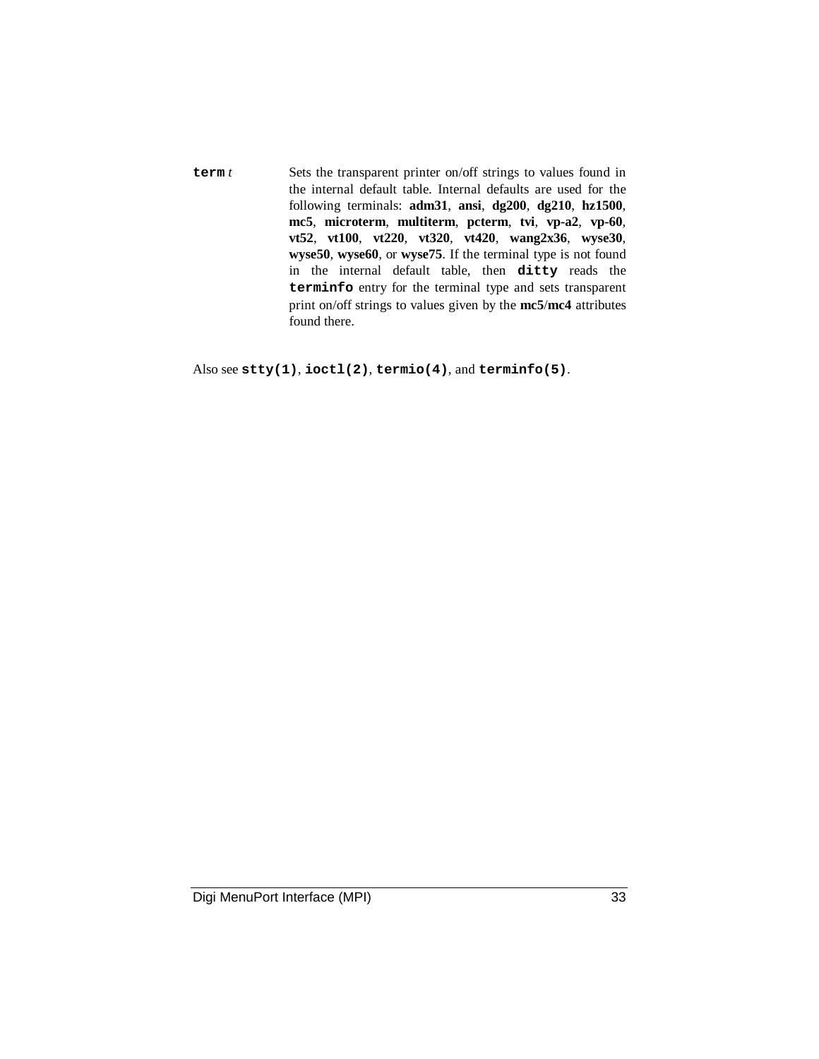| | |
|---|---|
| **`term`** *t* | Sets the transparent printer on/off strings to values found in the internal default table. Internal defaults are used for the following terminals: **adm31**, **ansi**, **dg200**, **dg210**, **hz1500**, **mc5**, **microterm**, **multiterm**, **pcterm**, **tvi**, **vp-a2**, **vp-60**, **vt52**, **vt100**, **vt220**, **vt320**, **vt420**, **wang2x36**, **wyse30**, **wyse50**, **wyse60**, or **wyse75**. If the terminal type is not found in the internal default table, then **`ditty`** reads the **`terminfo`** entry for the terminal type and sets transparent print on/off strings to values given by the **mc5**/**mc4** attributes found there. |

Also see **`stty(1)`**, **`ioctl(2)`**, **`termio(4)`**, and **`terminfo(5)`**.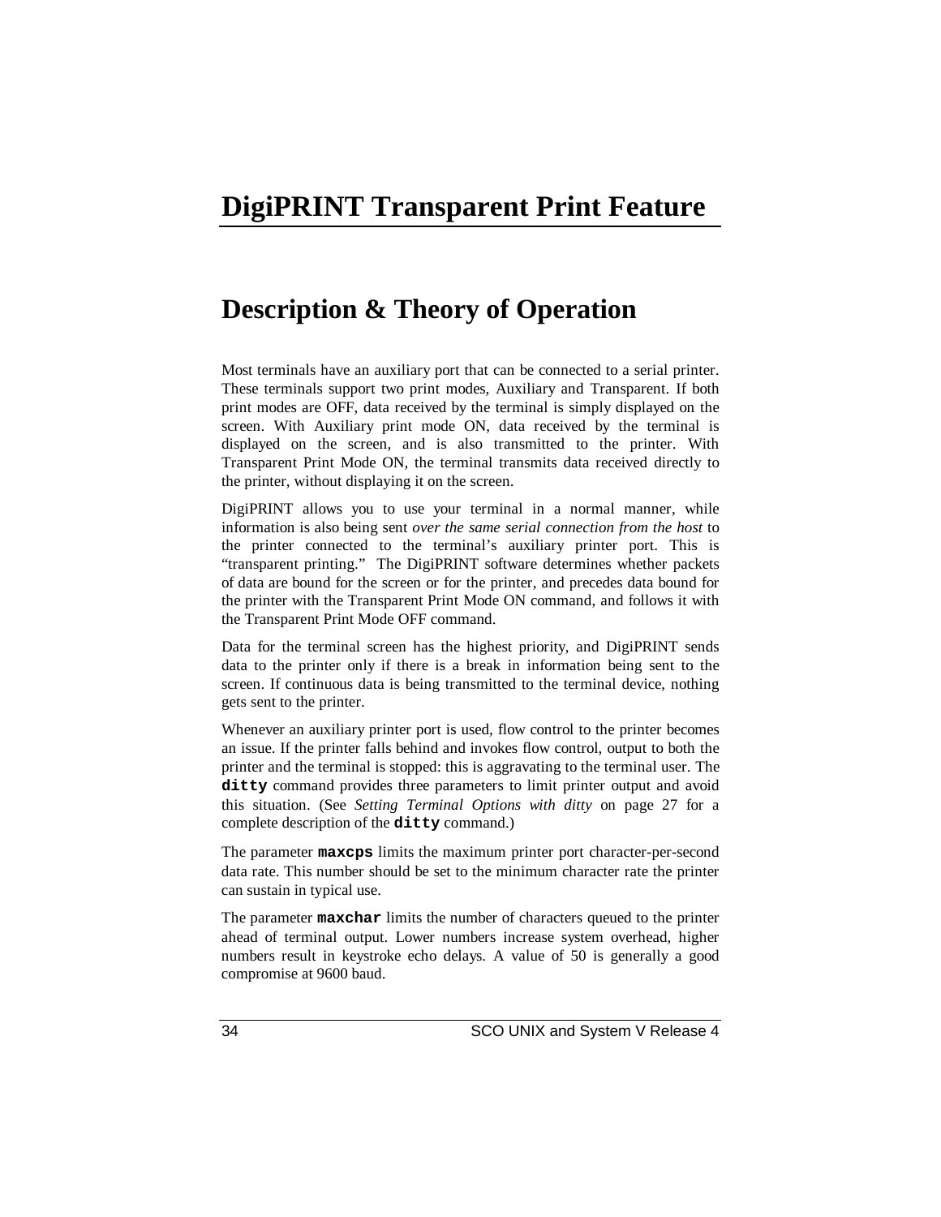# DigiPRINT Transparent Print Feature

## Description & Theory of Operation

Most terminals have an auxiliary port that can be connected to a serial printer. These terminals support two print modes, Auxiliary and Transparent. If both print modes are OFF, data received by the terminal is simply displayed on the screen. With Auxiliary print mode ON, data received by the terminal is displayed on the screen, and is also transmitted to the printer. With Transparent Print Mode ON, the terminal transmits data received directly to the printer, without displaying it on the screen.

DigiPRINT allows you to use your terminal in a normal manner, while information is also being sent *over the same serial connection from the host* to the printer connected to the terminal's auxiliary printer port. This is "transparent printing." The DigiPRINT software determines whether packets of data are bound for the screen or for the printer, and precedes data bound for the printer with the Transparent Print Mode ON command, and follows it with the Transparent Print Mode OFF command.

Data for the terminal screen has the highest priority, and DigiPRINT sends data to the printer only if there is a break in information being sent to the screen. If continuous data is being transmitted to the terminal device, nothing gets sent to the printer.

Whenever an auxiliary printer port is used, flow control to the printer becomes an issue. If the printer falls behind and invokes flow control, output to both the printer and the terminal is stopped: this is aggravating to the terminal user. The **`ditty`** command provides three parameters to limit printer output and avoid this situation. (See *Setting Terminal Options with ditty* on page 27 for a complete description of the **`ditty`** command.)

The parameter **`maxcps`** limits the maximum printer port character-per-second data rate. This number should be set to the minimum character rate the printer can sustain in typical use.

The parameter **`maxchar`** limits the number of characters queued to the printer ahead of terminal output. Lower numbers increase system overhead, higher numbers result in keystroke echo delays. A value of 50 is generally a good compromise at 9600 baud.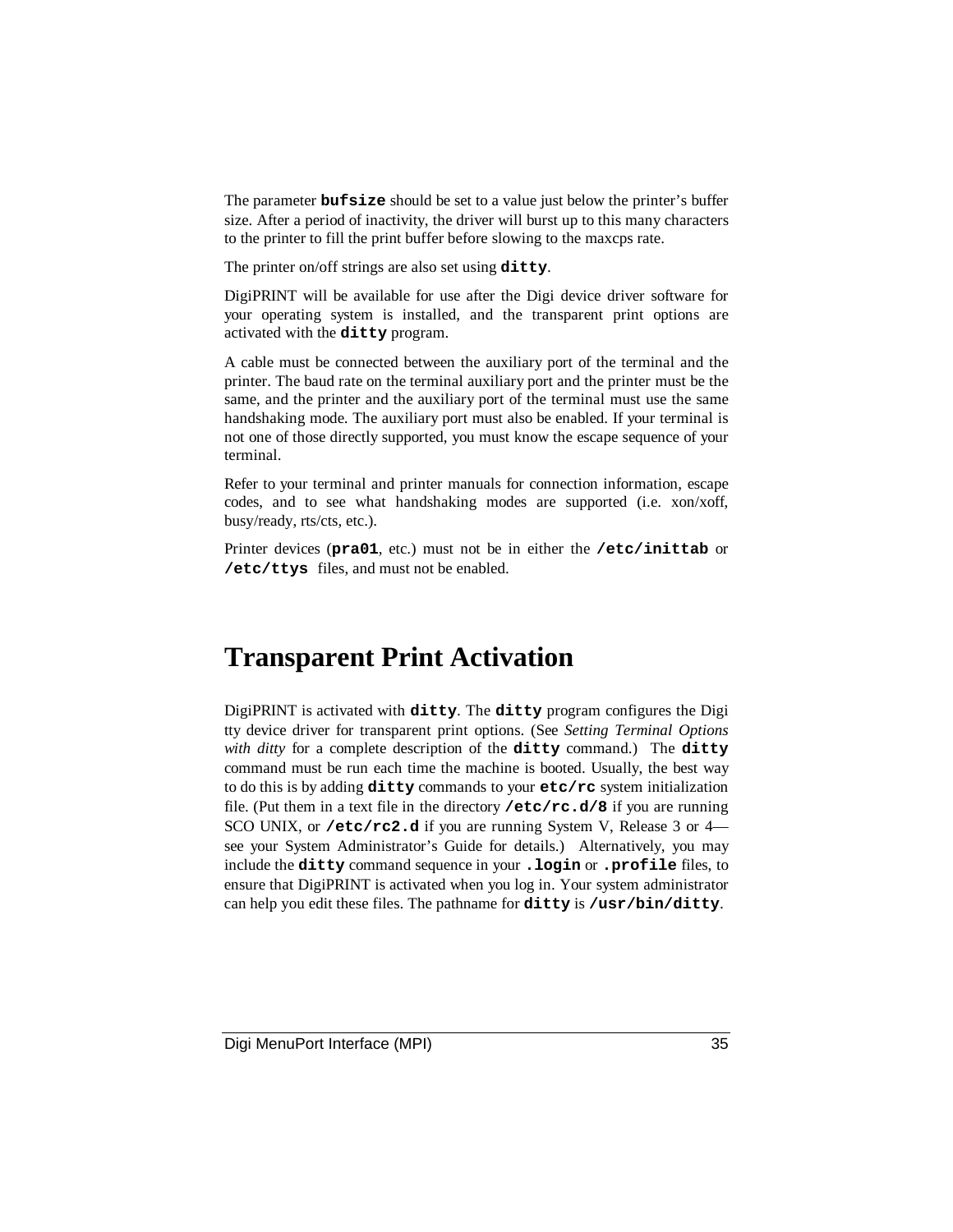The parameter **`bufsize`** should be set to a value just below the printer's buffer size. After a period of inactivity, the driver will burst up to this many characters to the printer to fill the print buffer before slowing to the maxcps rate.

The printer on/off strings are also set using **`ditty`**.

DigiPRINT will be available for use after the Digi device driver software for your operating system is installed, and the transparent print options are activated with the **`ditty`** program.

A cable must be connected between the auxiliary port of the terminal and the printer. The baud rate on the terminal auxiliary port and the printer must be the same, and the printer and the auxiliary port of the terminal must use the same handshaking mode. The auxiliary port must also be enabled. If your terminal is not one of those directly supported, you must know the escape sequence of your terminal.

Refer to your terminal and printer manuals for connection information, escape codes, and to see what handshaking modes are supported (i.e. xon/xoff, busy/ready, rts/cts, etc.).

Printer devices (**`pra01`**, etc.) must not be in either the **`/etc/inittab`** or **`/etc/ttys`** files, and must not be enabled.

# Transparent Print Activation

DigiPRINT is activated with **`ditty`**. The **`ditty`** program configures the Digi tty device driver for transparent print options. (See *Setting Terminal Options with ditty* for a complete description of the **`ditty`** command.) The **`ditty`** command must be run each time the machine is booted. Usually, the best way to do this is by adding **`ditty`** commands to your **`etc/rc`** system initialization file. (Put them in a text file in the directory **`/etc/rc.d/8`** if you are running SCO UNIX, or **`/etc/rc2.d`** if you are running System V, Release 3 or 4—see your System Administrator's Guide for details.) Alternatively, you may include the **`ditty`** command sequence in your **`.login`** or **`.profile`** files, to ensure that DigiPRINT is activated when you log in. Your system administrator can help you edit these files. The pathname for **`ditty`** is **`/usr/bin/ditty`**.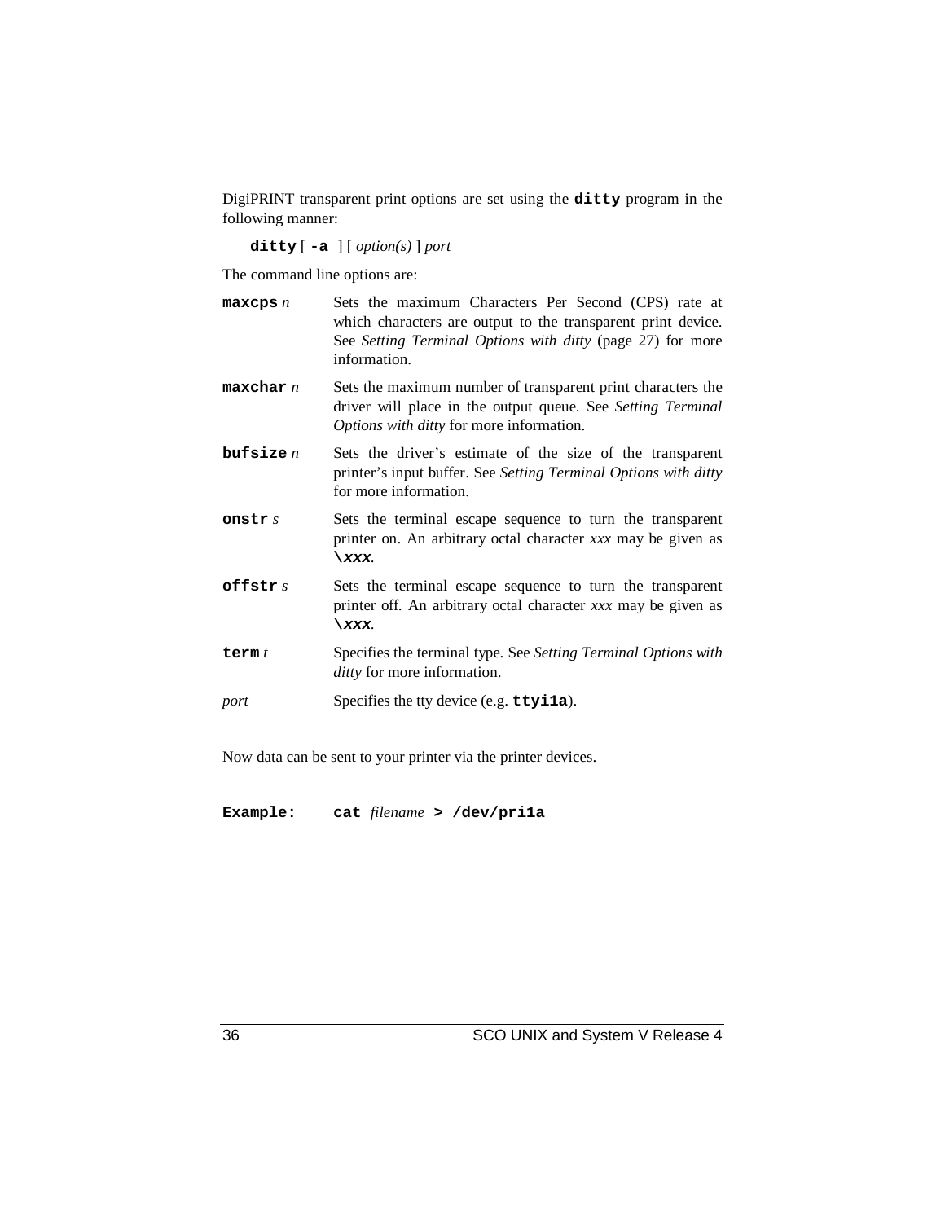DigiPRINT transparent print options are set using the **ditty** program in the following manner:

**ditty** [ **-a** ] [ *option(s)* ] *port*

The command line options are:

**maxcps** *n* — Sets the maximum Characters Per Second (CPS) rate at which characters are output to the transparent print device. See *Setting Terminal Options with ditty* (page 27) for more information.

**maxchar** *n* — Sets the maximum number of transparent print characters the driver will place in the output queue. See *Setting Terminal Options with ditty* for more information.

**bufsize** *n* — Sets the driver's estimate of the size of the transparent printer's input buffer. See *Setting Terminal Options with ditty* for more information.

**onstr** *s* — Sets the terminal escape sequence to turn the transparent printer on. An arbitrary octal character *xxx* may be given as **\\*xxx***.

**offstr** *s* — Sets the terminal escape sequence to turn the transparent printer off. An arbitrary octal character *xxx* may be given as **\\*xxx***.

**term** *t* — Specifies the terminal type. See *Setting Terminal Options with ditty* for more information.

*port* — Specifies the tty device (e.g. **ttyi1a**).

Now data can be sent to your printer via the printer devices.

**Example:** **cat** *filename* **> /dev/pri1a**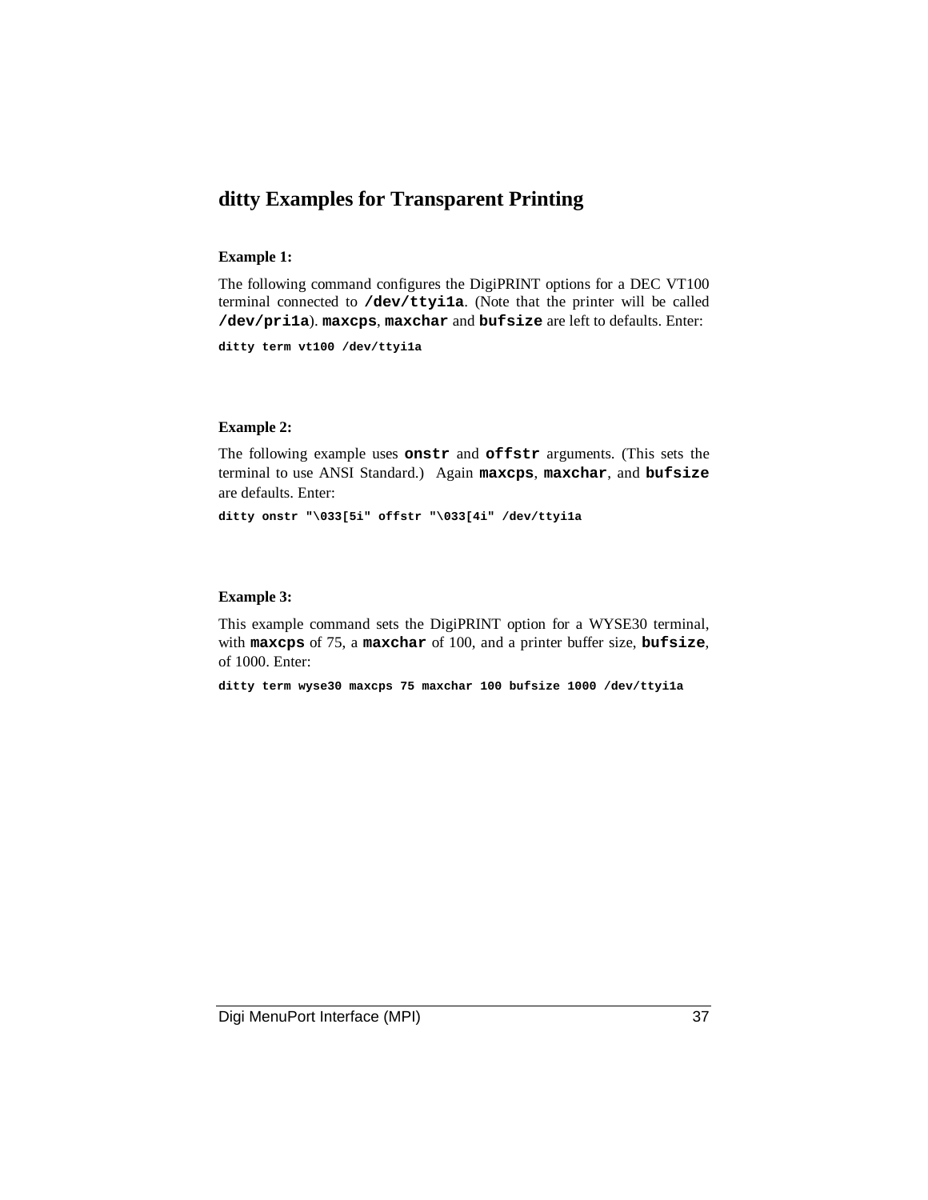## ditty Examples for Transparent Printing

**Example 1:**

The following command configures the DigiPRINT options for a DEC VT100 terminal connected to **`/dev/ttyi1a`**. (Note that the printer will be called **`/dev/pri1a`**). **`maxcps`**, **`maxchar`** and **`bufsize`** are left to defaults. Enter:

```
ditty term vt100 /dev/ttyi1a
```

**Example 2:**

The following example uses **`onstr`** and **`offstr`** arguments. (This sets the terminal to use ANSI Standard.) Again **`maxcps`**, **`maxchar`**, and **`bufsize`** are defaults. Enter:

```
ditty onstr "\033[5i" offstr "\033[4i" /dev/ttyi1a
```

**Example 3:**

This example command sets the DigiPRINT option for a WYSE30 terminal, with **`maxcps`** of 75, a **`maxchar`** of 100, and a printer buffer size, **`bufsize`**, of 1000. Enter:

```
ditty term wyse30 maxcps 75 maxchar 100 bufsize 1000 /dev/ttyi1a
```